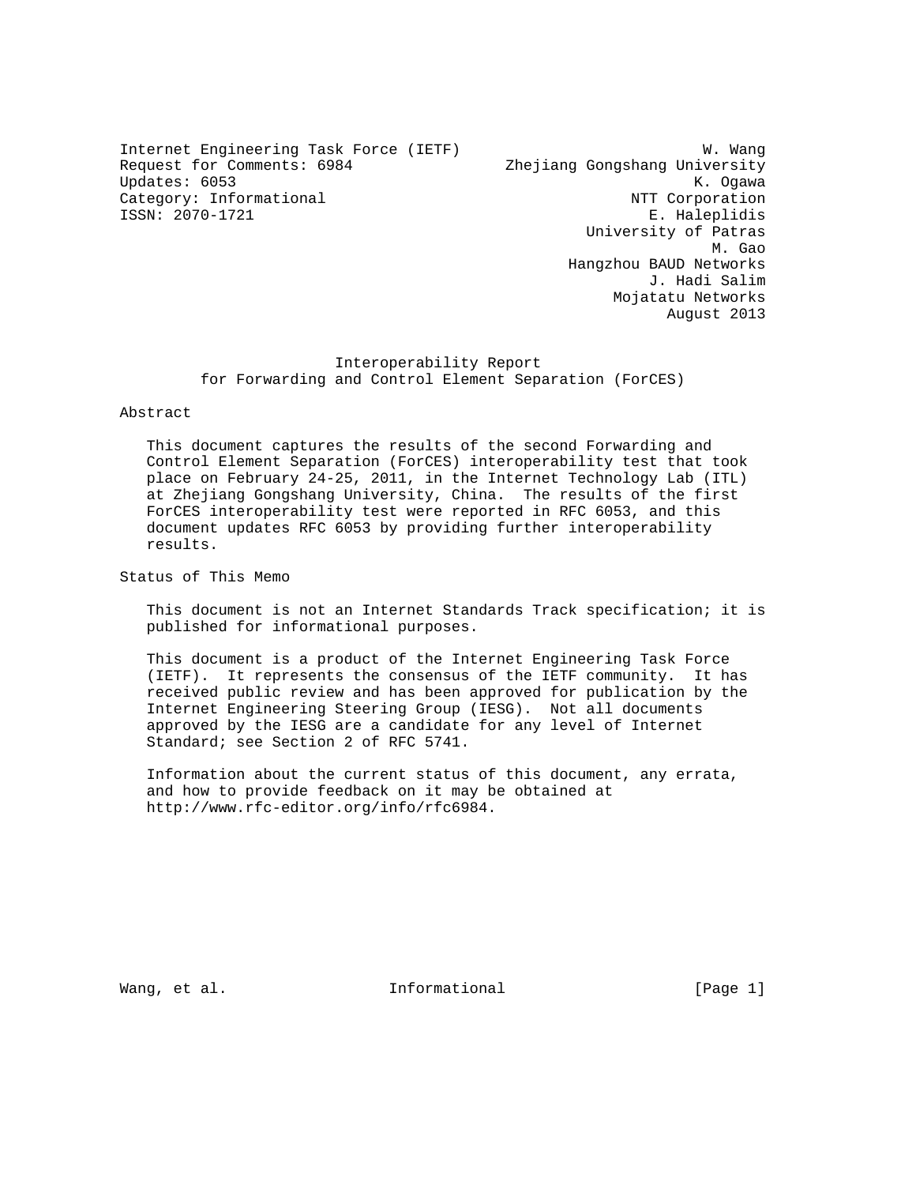Internet Engineering Task Force (IETF) W. Wang
Request for Comments: 6984 Zhejiang Gongshang University
Updates: 6053 K. Ogawa
Category: Informational NTT Corporation
ISSN: 2070-1721 E. Haleplidis
University of Patras
M. Gao
Hangzhou BAUD Networks
J. Hadi Salim
Mojatatu Networks
August 2013

# Interoperability Report for Forwarding and Control Element Separation (ForCES)

## Abstract

This document captures the results of the second Forwarding and Control Element Separation (ForCES) interoperability test that took place on February 24-25, 2011, in the Internet Technology Lab (ITL) at Zhejiang Gongshang University, China. The results of the first ForCES interoperability test were reported in RFC 6053, and this document updates RFC 6053 by providing further interoperability results.

## Status of This Memo

This document is not an Internet Standards Track specification; it is published for informational purposes.

This document is a product of the Internet Engineering Task Force (IETF). It represents the consensus of the IETF community. It has received public review and has been approved for publication by the Internet Engineering Steering Group (IESG). Not all documents approved by the IESG are a candidate for any level of Internet Standard; see Section 2 of RFC 5741.

Information about the current status of this document, any errata, and how to provide feedback on it may be obtained at http://www.rfc-editor.org/info/rfc6984.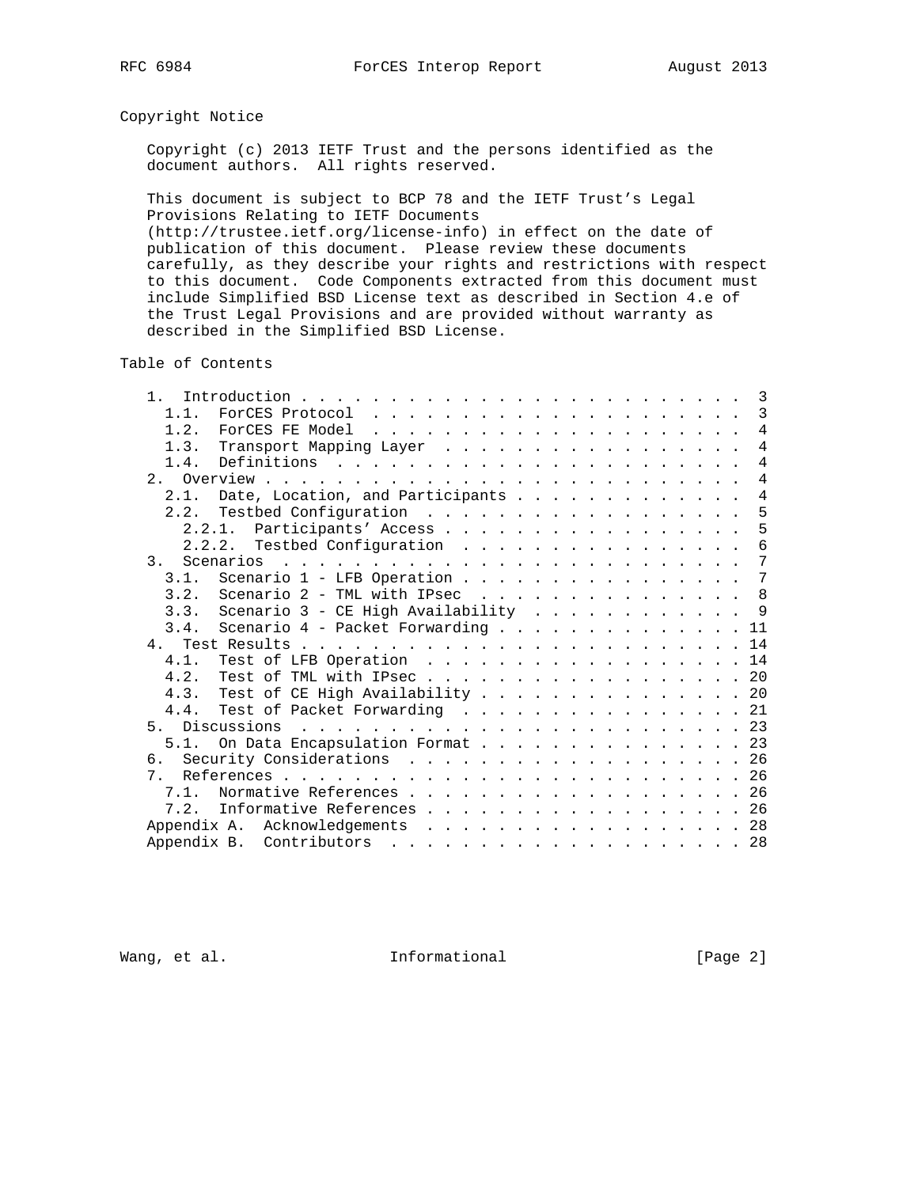## Copyright Notice

Copyright (c) 2013 IETF Trust and the persons identified as the document authors. All rights reserved.

This document is subject to BCP 78 and the IETF Trust's Legal Provisions Relating to IETF Documents (http://trustee.ietf.org/license-info) in effect on the date of publication of this document. Please review these documents carefully, as they describe your rights and restrictions with respect to this document. Code Components extracted from this document must include Simplified BSD License text as described in Section 4.e of the Trust Legal Provisions and are provided without warranty as described in the Simplified BSD License.

## Table of Contents

```
   1.  Introduction . . . . . . . . . . . . . . . . . . . . . . . . .  3
     1.1.  ForCES Protocol  . . . . . . . . . . . . . . . . . . . . .  3
     1.2.  ForCES FE Model  . . . . . . . . . . . . . . . . . . . . .  4
     1.3.  Transport Mapping Layer  . . . . . . . . . . . . . . . . .  4
     1.4.  Definitions  . . . . . . . . . . . . . . . . . . . . . . .  4
   2.  Overview . . . . . . . . . . . . . . . . . . . . . . . . . . .  4
     2.1.  Date, Location, and Participants . . . . . . . . . . . . .  4
     2.2.  Testbed Configuration  . . . . . . . . . . . . . . . . . .  5
       2.2.1.  Participants' Access . . . . . . . . . . . . . . . . .  5
       2.2.2.  Testbed Configuration  . . . . . . . . . . . . . . . .  6
   3.  Scenarios  . . . . . . . . . . . . . . . . . . . . . . . . . .  7
     3.1.  Scenario 1 - LFB Operation . . . . . . . . . . . . . . . .  7
     3.2.  Scenario 2 - TML with IPsec  . . . . . . . . . . . . . . .  8
     3.3.  Scenario 3 - CE High Availability  . . . . . . . . . . . .  9
     3.4.  Scenario 4 - Packet Forwarding . . . . . . . . . . . . . . 11
   4.  Test Results . . . . . . . . . . . . . . . . . . . . . . . . . 14
     4.1.  Test of LFB Operation  . . . . . . . . . . . . . . . . . . 14
     4.2.  Test of TML with IPsec . . . . . . . . . . . . . . . . . . 20
     4.3.  Test of CE High Availability . . . . . . . . . . . . . . . 20
     4.4.  Test of Packet Forwarding  . . . . . . . . . . . . . . . . 21
   5.  Discussions  . . . . . . . . . . . . . . . . . . . . . . . . . 23
     5.1.  On Data Encapsulation Format . . . . . . . . . . . . . . . 23
   6.  Security Considerations  . . . . . . . . . . . . . . . . . . . 26
   7.  References . . . . . . . . . . . . . . . . . . . . . . . . . . 26
     7.1.  Normative References . . . . . . . . . . . . . . . . . . . 26
     7.2.  Informative References . . . . . . . . . . . . . . . . . . 26
   Appendix A.  Acknowledgements  . . . . . . . . . . . . . . . . . . 28
   Appendix B.  Contributors  . . . . . . . . . . . . . . . . . . . . 28
```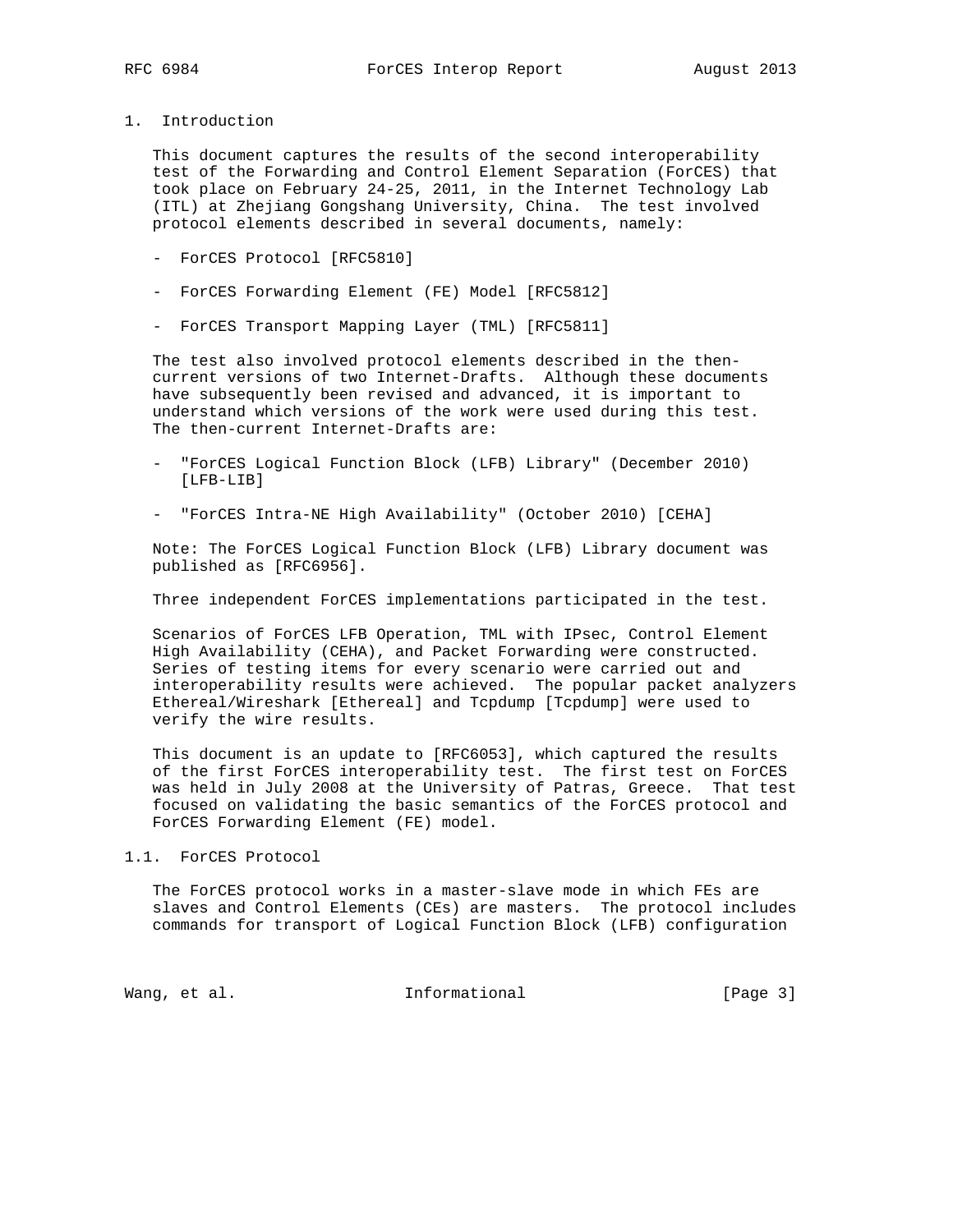# 1. Introduction

This document captures the results of the second interoperability test of the Forwarding and Control Element Separation (ForCES) that took place on February 24-25, 2011, in the Internet Technology Lab (ITL) at Zhejiang Gongshang University, China. The test involved protocol elements described in several documents, namely:

- ForCES Protocol [RFC5810]
- ForCES Forwarding Element (FE) Model [RFC5812]
- ForCES Transport Mapping Layer (TML) [RFC5811]

The test also involved protocol elements described in the then-current versions of two Internet-Drafts. Although these documents have subsequently been revised and advanced, it is important to understand which versions of the work were used during this test. The then-current Internet-Drafts are:

- "ForCES Logical Function Block (LFB) Library" (December 2010) [LFB-LIB]
- "ForCES Intra-NE High Availability" (October 2010) [CEHA]

Note: The ForCES Logical Function Block (LFB) Library document was published as [RFC6956].

Three independent ForCES implementations participated in the test.

Scenarios of ForCES LFB Operation, TML with IPsec, Control Element High Availability (CEHA), and Packet Forwarding were constructed. Series of testing items for every scenario were carried out and interoperability results were achieved. The popular packet analyzers Ethereal/Wireshark [Ethereal] and Tcpdump [Tcpdump] were used to verify the wire results.

This document is an update to [RFC6053], which captured the results of the first ForCES interoperability test. The first test on ForCES was held in July 2008 at the University of Patras, Greece. That test focused on validating the basic semantics of the ForCES protocol and ForCES Forwarding Element (FE) model.

## 1.1. ForCES Protocol

The ForCES protocol works in a master-slave mode in which FEs are slaves and Control Elements (CEs) are masters. The protocol includes commands for transport of Logical Function Block (LFB) configuration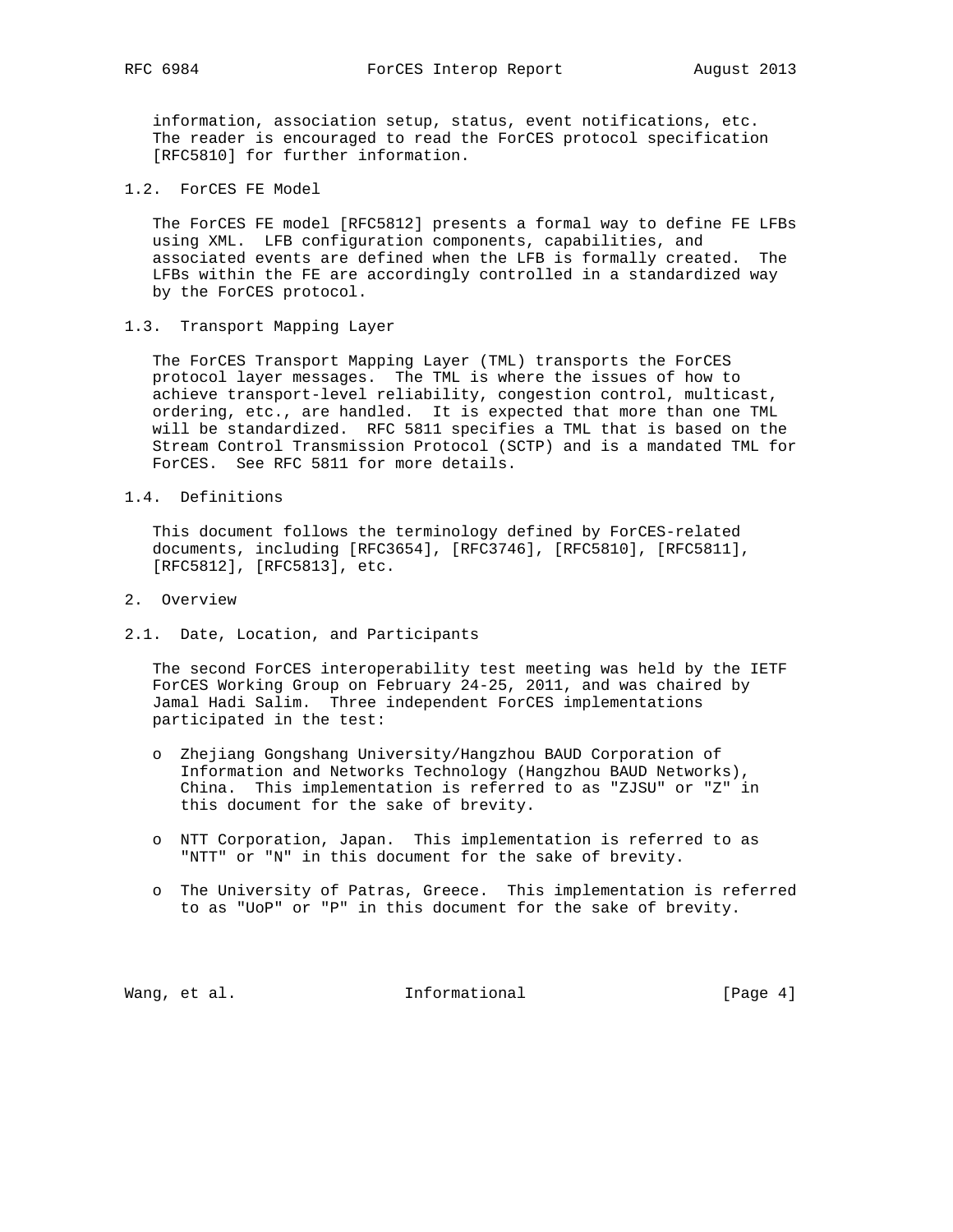information, association setup, status, event notifications, etc. The reader is encouraged to read the ForCES protocol specification [RFC5810] for further information.

### 1.2. ForCES FE Model

The ForCES FE model [RFC5812] presents a formal way to define FE LFBs using XML. LFB configuration components, capabilities, and associated events are defined when the LFB is formally created. The LFBs within the FE are accordingly controlled in a standardized way by the ForCES protocol.

### 1.3. Transport Mapping Layer

The ForCES Transport Mapping Layer (TML) transports the ForCES protocol layer messages. The TML is where the issues of how to achieve transport-level reliability, congestion control, multicast, ordering, etc., are handled. It is expected that more than one TML will be standardized. RFC 5811 specifies a TML that is based on the Stream Control Transmission Protocol (SCTP) and is a mandated TML for ForCES. See RFC 5811 for more details.

### 1.4. Definitions

This document follows the terminology defined by ForCES-related documents, including [RFC3654], [RFC3746], [RFC5810], [RFC5811], [RFC5812], [RFC5813], etc.

## 2. Overview

### 2.1. Date, Location, and Participants

The second ForCES interoperability test meeting was held by the IETF ForCES Working Group on February 24-25, 2011, and was chaired by Jamal Hadi Salim. Three independent ForCES implementations participated in the test:

- Zhejiang Gongshang University/Hangzhou BAUD Corporation of Information and Networks Technology (Hangzhou BAUD Networks), China. This implementation is referred to as "ZJSU" or "Z" in this document for the sake of brevity.

- NTT Corporation, Japan. This implementation is referred to as "NTT" or "N" in this document for the sake of brevity.

- The University of Patras, Greece. This implementation is referred to as "UoP" or "P" in this document for the sake of brevity.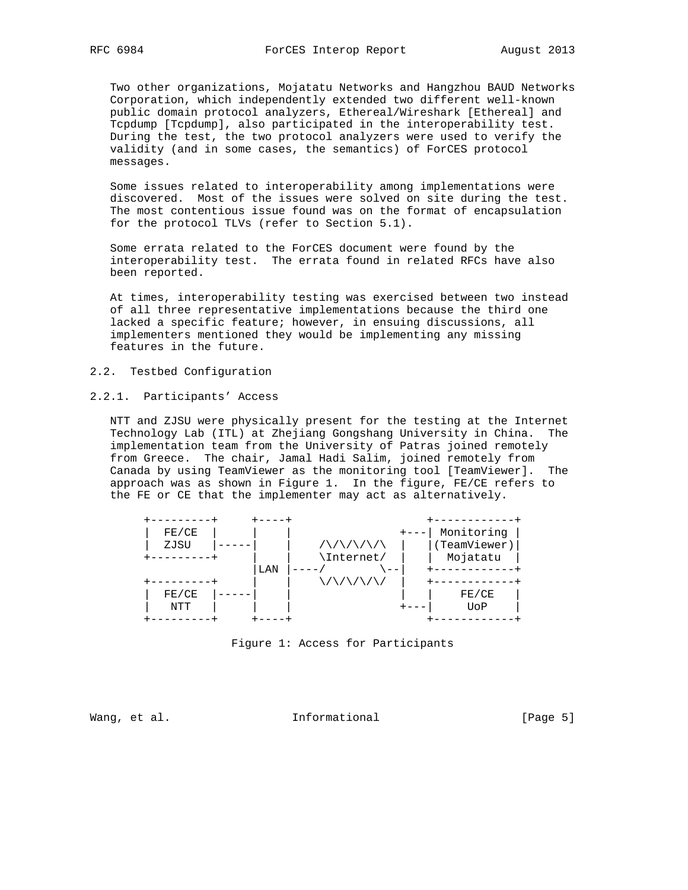Two other organizations, Mojatatu Networks and Hangzhou BAUD Networks Corporation, which independently extended two different well-known public domain protocol analyzers, Ethereal/Wireshark [Ethereal] and Tcpdump [Tcpdump], also participated in the interoperability test. During the test, the two protocol analyzers were used to verify the validity (and in some cases, the semantics) of ForCES protocol messages.

Some issues related to interoperability among implementations were discovered. Most of the issues were solved on site during the test. The most contentious issue found was on the format of encapsulation for the protocol TLVs (refer to Section 5.1).

Some errata related to the ForCES document were found by the interoperability test. The errata found in related RFCs have also been reported.

At times, interoperability testing was exercised between two instead of all three representative implementations because the third one lacked a specific feature; however, in ensuing discussions, all implementers mentioned they would be implementing any missing features in the future.

## 2.2. Testbed Configuration

### 2.2.1. Participants' Access

NTT and ZJSU were physically present for the testing at the Internet Technology Lab (ITL) at Zhejiang Gongshang University in China. The implementation team from the University of Patras joined remotely from Greece. The chair, Jamal Hadi Salim, joined remotely from Canada by using TeamViewer as the monitoring tool [TeamViewer]. The approach was as shown in Figure 1. In the figure, FE/CE refers to the FE or CE that the implementer may act as alternatively.

```
 +---------+     +----+                   +------------+
 |  FE/CE  |     |    |              +---| Monitoring |
 |  ZJSU   |-----|    |    /\/\/\/\/\  |   |(TeamViewer)|
 +---------+     |    |    \Internet/  |   |  Mojatatu  |
                 |LAN |----/        \--|   +------------+
 +---------+     |    |    \/\/\/\/\/  |   +------------+
 |  FE/CE  |-----|    |                |   |    FE/CE   |
 |   NTT   |     |    |                +---|     UoP    |
 +---------+     +----+                    +------------+
```

Figure 1: Access for Participants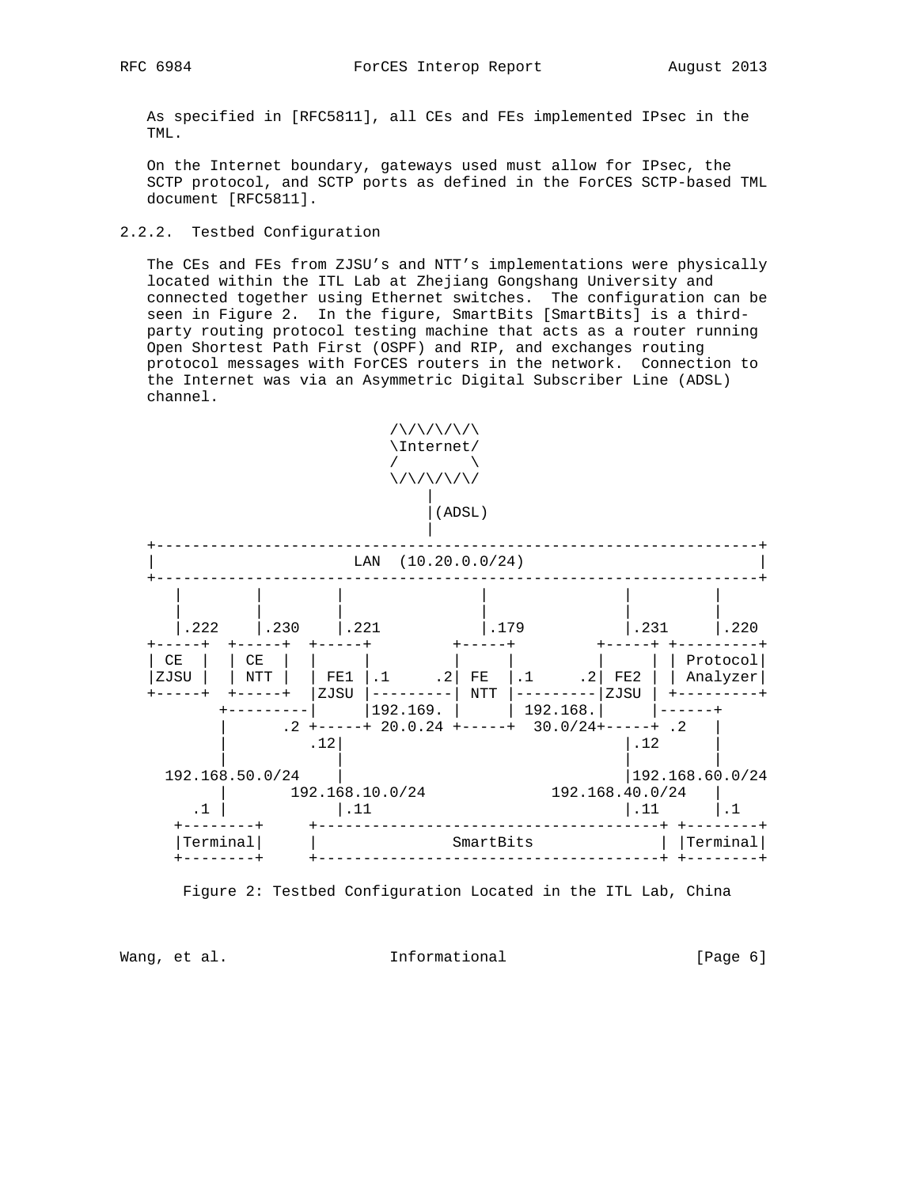As specified in [RFC5811], all CEs and FEs implemented IPsec in the TML.

On the Internet boundary, gateways used must allow for IPsec, the SCTP protocol, and SCTP ports as defined in the ForCES SCTP-based TML document [RFC5811].

### 2.2.2. Testbed Configuration

The CEs and FEs from ZJSU's and NTT's implementations were physically located within the ITL Lab at Zhejiang Gongshang University and connected together using Ethernet switches. The configuration can be seen in Figure 2. In the figure, SmartBits [SmartBits] is a third-party routing protocol testing machine that acts as a router running Open Shortest Path First (OSPF) and RIP, and exchanges routing protocol messages with ForCES routers in the network. Connection to the Internet was via an Asymmetric Digital Subscriber Line (ADSL) channel.

```
                         /\/\/\/\/\
                         \Internet/
                         /        \
                         \/\/\/\/\/
                             |
                             |(ADSL)
                             |
+-------------------------------------------------------------------+
|                     LAN  (10.20.0.0/24)                           |
+-------------------------------------------------------------------+
   |        |        |               |               |         |
   |        |        |               |               |         |
   |.222    |.230    |.221           |.179           |.231     |.220
+-----+  +-----+  +-----+         +-----+         +-----+ +---------+
| CE  |  | CE  |  |     |         |     |         |     | | Protocol|
|ZJSU |  | NTT |  | FE1 |.1     .2| FE  |.1     .2| FE2 | | Analyzer|
+-----+  +-----+  |ZJSU |---------| NTT |---------|ZJSU | +---------+
      +---------|     |192.169. |     | 192.168.|     |------+
      |      .2 +-----+ 20.0.24 +-----+  30.0/24+-----+ .2   |
      |         .12|                              |.12        |
      |            |                              |           |
 192.168.50.0/24   |                              |192.168.60.0/24
      |       192.168.10.0/24           192.168.40.0/24   |
    .1 |           |.11                            |.11     |.1
  +--------+     +-------------------------------------+ +--------+
  |Terminal|     |                SmartBits            | |Terminal|
  +--------+     +-------------------------------------+ +--------+
```

Figure 2: Testbed Configuration Located in the ITL Lab, China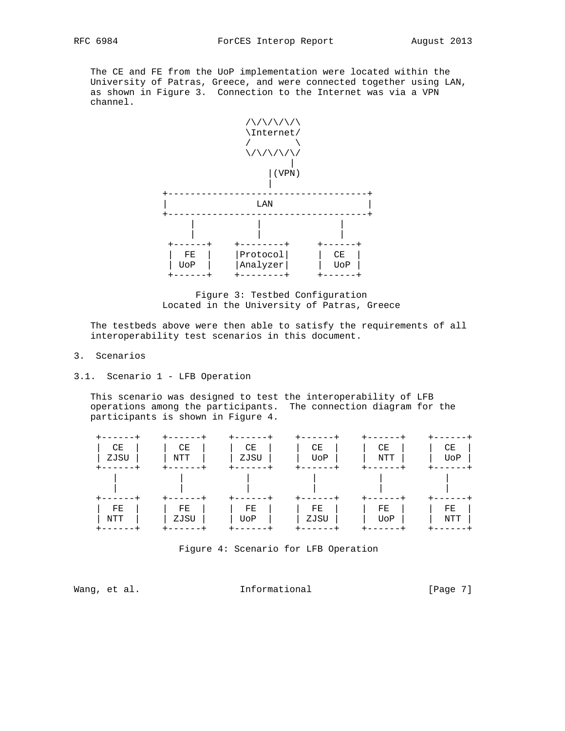The CE and FE from the UoP implementation were located within the University of Patras, Greece, and were connected together using LAN, as shown in Figure 3. Connection to the Internet was via a VPN channel.

```
                     /\/\/\/\/\
                     \Internet/
                     /        \
                     \/\/\/\/\/
                             |
                         |(VPN)
                         |
          +-------------------------------------+
          |                LAN                  |
          +-------------------------------------+
               |           |              |
               |           |              |
           +------+    +--------+     +------+
           |  FE  |    |Protocol|     |  CE  |
           | UoP  |    |Analyzer|     |  UoP |
           +------+    +--------+     +------+
```

Figure 3: Testbed Configuration
Located in the University of Patras, Greece

The testbeds above were then able to satisfy the requirements of all interoperability test scenarios in this document.

## 3. Scenarios

### 3.1. Scenario 1 - LFB Operation

This scenario was designed to test the interoperability of LFB operations among the participants. The connection diagram for the participants is shown in Figure 4.

```
 +------+    +------+    +------+    +------+    +------+    +------+
 |  CE  |    |  CE  |    |  CE  |    |  CE  |    |  CE  |    |  CE  |
 | ZJSU |    | NTT  |    | ZJSU |    |  UoP |    |  NTT |    |  UoP |
 +------+    +------+    +------+    +------+    +------+    +------+
    |           |           |           |           |           |
    |           |           |           |           |           |
 +------+    +------+    +------+    +------+    +------+    +------+
 |  FE  |    |  FE  |    |  FE  |    |  FE  |    |  FE  |    |  FE  |
 | NTT  |    | ZJSU |    | UoP  |    | ZJSU |    |  UoP |    |  NTT |
 +------+    +------+    +------+    +------+    +------+    +------+
```

Figure 4: Scenario for LFB Operation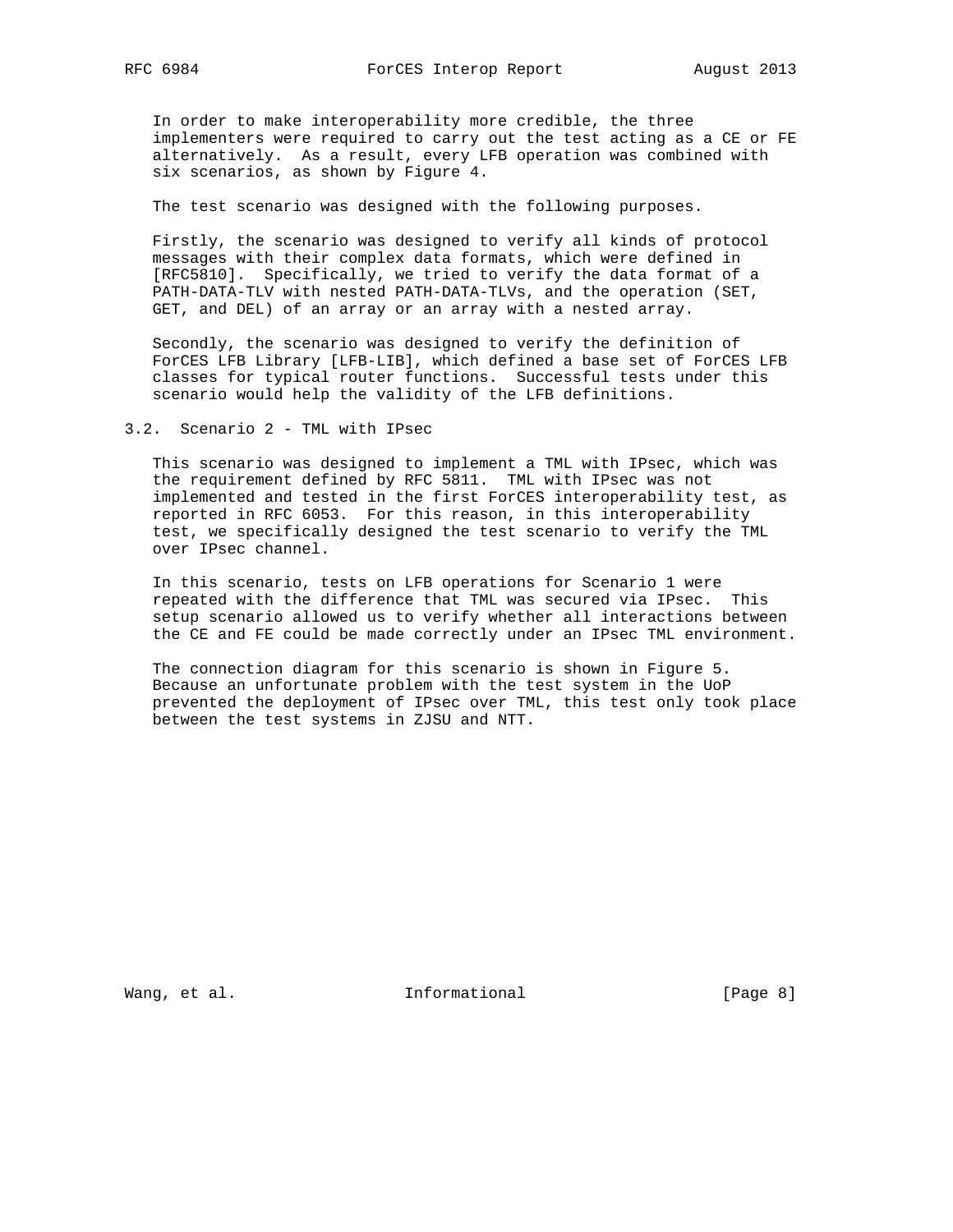In order to make interoperability more credible, the three implementers were required to carry out the test acting as a CE or FE alternatively. As a result, every LFB operation was combined with six scenarios, as shown by Figure 4.

The test scenario was designed with the following purposes.

Firstly, the scenario was designed to verify all kinds of protocol messages with their complex data formats, which were defined in [RFC5810]. Specifically, we tried to verify the data format of a PATH-DATA-TLV with nested PATH-DATA-TLVs, and the operation (SET, GET, and DEL) of an array or an array with a nested array.

Secondly, the scenario was designed to verify the definition of ForCES LFB Library [LFB-LIB], which defined a base set of ForCES LFB classes for typical router functions. Successful tests under this scenario would help the validity of the LFB definitions.

## 3.2. Scenario 2 - TML with IPsec

This scenario was designed to implement a TML with IPsec, which was the requirement defined by RFC 5811. TML with IPsec was not implemented and tested in the first ForCES interoperability test, as reported in RFC 6053. For this reason, in this interoperability test, we specifically designed the test scenario to verify the TML over IPsec channel.

In this scenario, tests on LFB operations for Scenario 1 were repeated with the difference that TML was secured via IPsec. This setup scenario allowed us to verify whether all interactions between the CE and FE could be made correctly under an IPsec TML environment.

The connection diagram for this scenario is shown in Figure 5. Because an unfortunate problem with the test system in the UoP prevented the deployment of IPsec over TML, this test only took place between the test systems in ZJSU and NTT.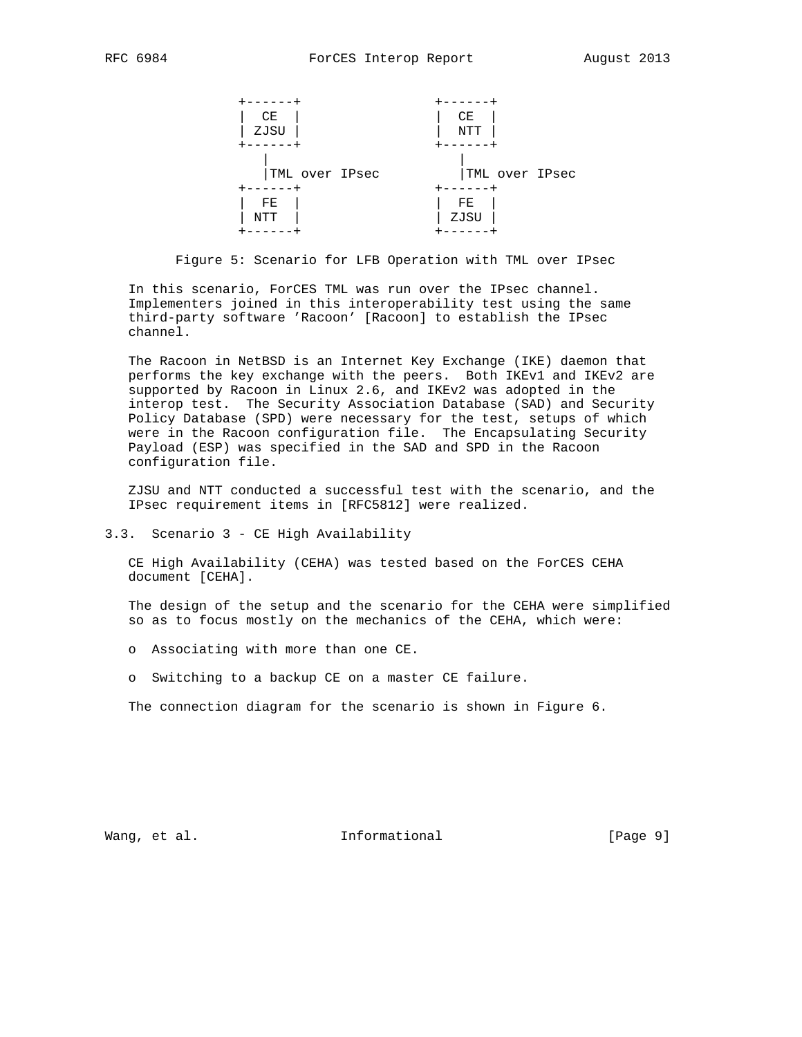```
+------+              +------+
|  CE  |              |  CE  |
| ZJSU |              |  NTT |
+------+              +------+
   |                     |
   |TML over IPsec       |TML over IPsec
+------+              +------+
|  FE  |              |  FE  |
| NTT  |              | ZJSU |
+------+              +------+
```

Figure 5: Scenario for LFB Operation with TML over IPsec

In this scenario, ForCES TML was run over the IPsec channel. Implementers joined in this interoperability test using the same third-party software 'Racoon' [Racoon] to establish the IPsec channel.

The Racoon in NetBSD is an Internet Key Exchange (IKE) daemon that performs the key exchange with the peers. Both IKEv1 and IKEv2 are supported by Racoon in Linux 2.6, and IKEv2 was adopted in the interop test. The Security Association Database (SAD) and Security Policy Database (SPD) were necessary for the test, setups of which were in the Racoon configuration file. The Encapsulating Security Payload (ESP) was specified in the SAD and SPD in the Racoon configuration file.

ZJSU and NTT conducted a successful test with the scenario, and the IPsec requirement items in [RFC5812] were realized.

### 3.3. Scenario 3 - CE High Availability

CE High Availability (CEHA) was tested based on the ForCES CEHA document [CEHA].

The design of the setup and the scenario for the CEHA were simplified so as to focus mostly on the mechanics of the CEHA, which were:

- Associating with more than one CE.
- Switching to a backup CE on a master CE failure.

The connection diagram for the scenario is shown in Figure 6.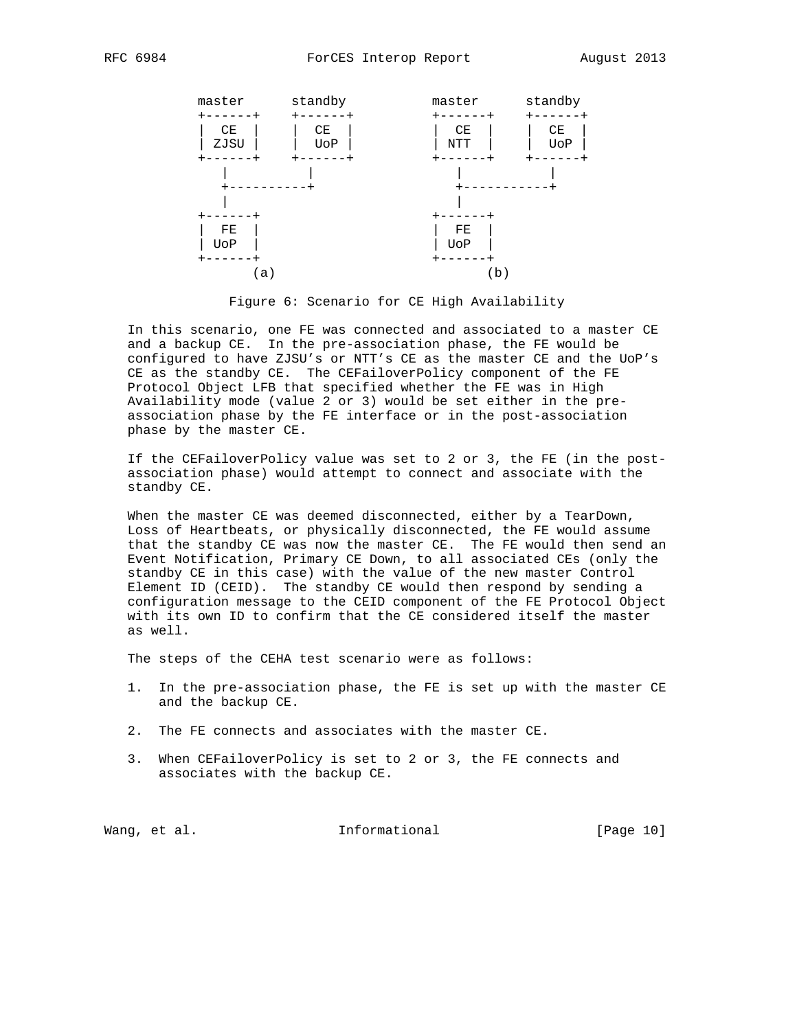```
   master      standby          master      standby
   +------+    +------+         +------+    +------+
   |  CE  |    |  CE  |         |  CE  |    |  CE  |
   | ZJSU |    |  UoP |         | NTT  |    |  UoP |
   +------+    +------+         +------+    +------+
      |           |                |           |
      +-----------+                +-----------+
      |                            |
   +------+                     +------+
   |  FE  |                     |  FE  |
   | UoP  |                     | UoP  |
   +------+                     +------+
        (a)                          (b)
```

Figure 6: Scenario for CE High Availability

In this scenario, one FE was connected and associated to a master CE and a backup CE. In the pre-association phase, the FE would be configured to have ZJSU's or NTT's CE as the master CE and the UoP's CE as the standby CE. The CEFailoverPolicy component of the FE Protocol Object LFB that specified whether the FE was in High Availability mode (value 2 or 3) would be set either in the pre-association phase by the FE interface or in the post-association phase by the master CE.

If the CEFailoverPolicy value was set to 2 or 3, the FE (in the post-association phase) would attempt to connect and associate with the standby CE.

When the master CE was deemed disconnected, either by a TearDown, Loss of Heartbeats, or physically disconnected, the FE would assume that the standby CE was now the master CE. The FE would then send an Event Notification, Primary CE Down, to all associated CEs (only the standby CE in this case) with the value of the new master Control Element ID (CEID). The standby CE would then respond by sending a configuration message to the CEID component of the FE Protocol Object with its own ID to confirm that the CE considered itself the master as well.

The steps of the CEHA test scenario were as follows:

1. In the pre-association phase, the FE is set up with the master CE and the backup CE.

2. The FE connects and associates with the master CE.

3. When CEFailoverPolicy is set to 2 or 3, the FE connects and associates with the backup CE.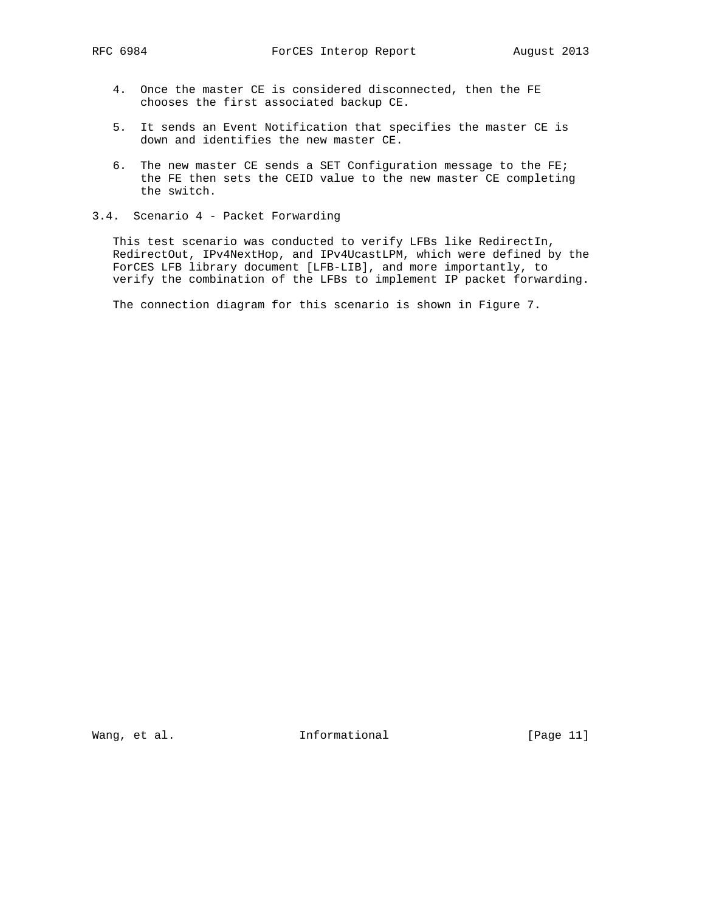4. Once the master CE is considered disconnected, then the FE chooses the first associated backup CE.

5. It sends an Event Notification that specifies the master CE is down and identifies the new master CE.

6. The new master CE sends a SET Configuration message to the FE; the FE then sets the CEID value to the new master CE completing the switch.

### 3.4. Scenario 4 - Packet Forwarding

This test scenario was conducted to verify LFBs like RedirectIn, RedirectOut, IPv4NextHop, and IPv4UcastLPM, which were defined by the ForCES LFB library document [LFB-LIB], and more importantly, to verify the combination of the LFBs to implement IP packet forwarding.

The connection diagram for this scenario is shown in Figure 7.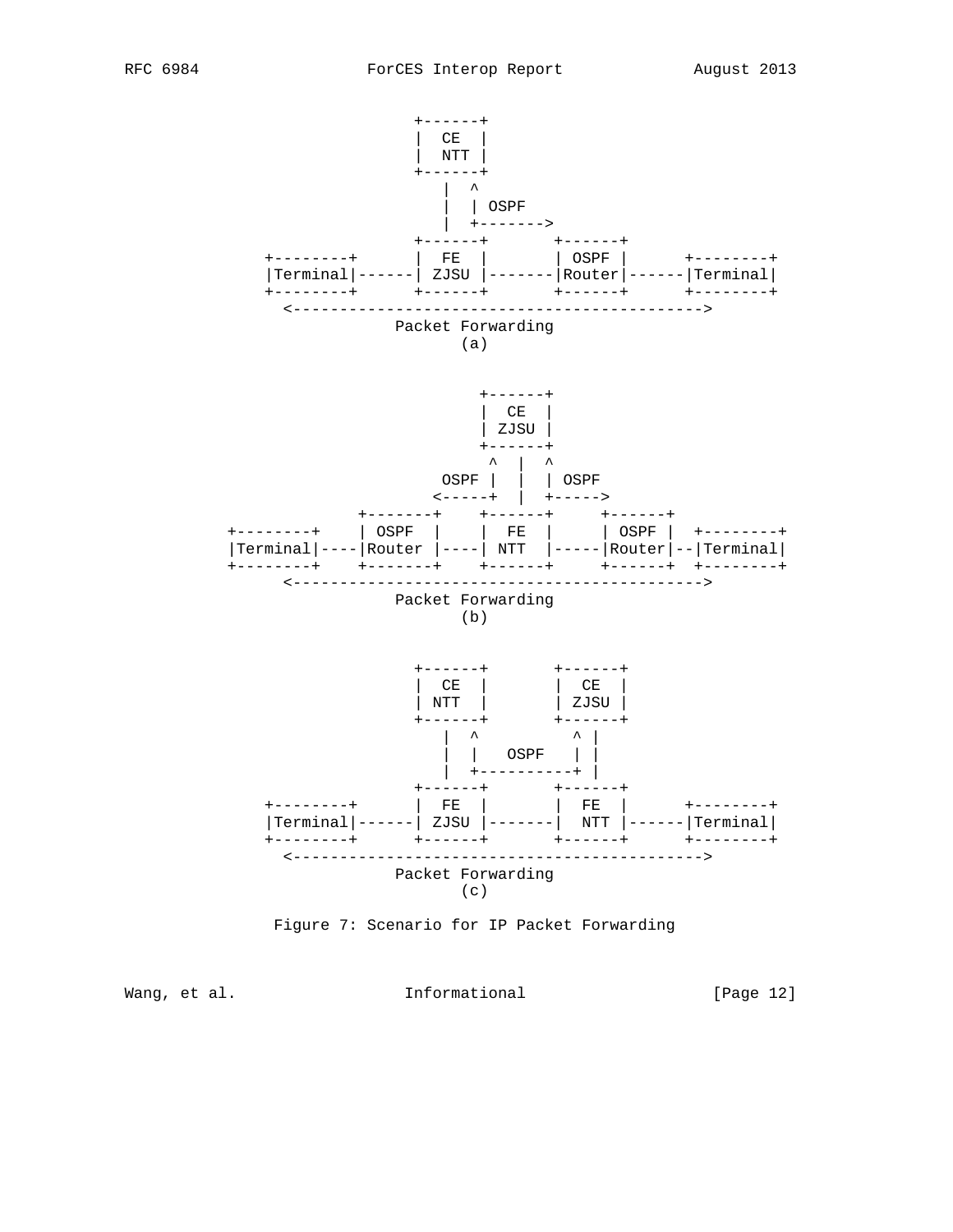```
                        +------+
                        |  CE  |
                        |  NTT |
                        +------+
                           |  ^
                           |  | OSPF
                           |  +------->
                        +------+       +------+
        +--------+      |  FE  |       | OSPF |      +--------+
        |Terminal|------| ZJSU |-------|Router|------|Terminal|
        +--------+      +------+       +------+      +--------+
          <---------------------------------------------->
                      Packet Forwarding
                             (a)


                               +------+
                               |  CE  |
                               | ZJSU |
                               +------+
                                ^  |  ^
                           OSPF |  |  | OSPF
                          <-----+  |  +----->
                     +-------+    +------+     +------+
    +--------+    | OSPF  |    |  FE  |     | OSPF |  +--------+
    |Terminal|----|Router |----| NTT  |-----|Router|--|Terminal|
    +--------+    +-------+    +------+     +------+  +--------+
          <---------------------------------------------->
                      Packet Forwarding
                             (b)


                        +------+       +------+
                        |  CE  |       |  CE  |
                        | NTT  |       | ZJSU |
                        +------+       +------+
                           |  ^           ^ |
                           |  |   OSPF    | |
                           |  +----------+ |
                        +------+       +------+
        +--------+      |  FE  |       |  FE  |      +--------+
        |Terminal|------| ZJSU |-------|  NTT |------|Terminal|
        +--------+      +------+       +------+      +--------+
          <---------------------------------------------->
                      Packet Forwarding
                             (c)
```

Figure 7: Scenario for IP Packet Forwarding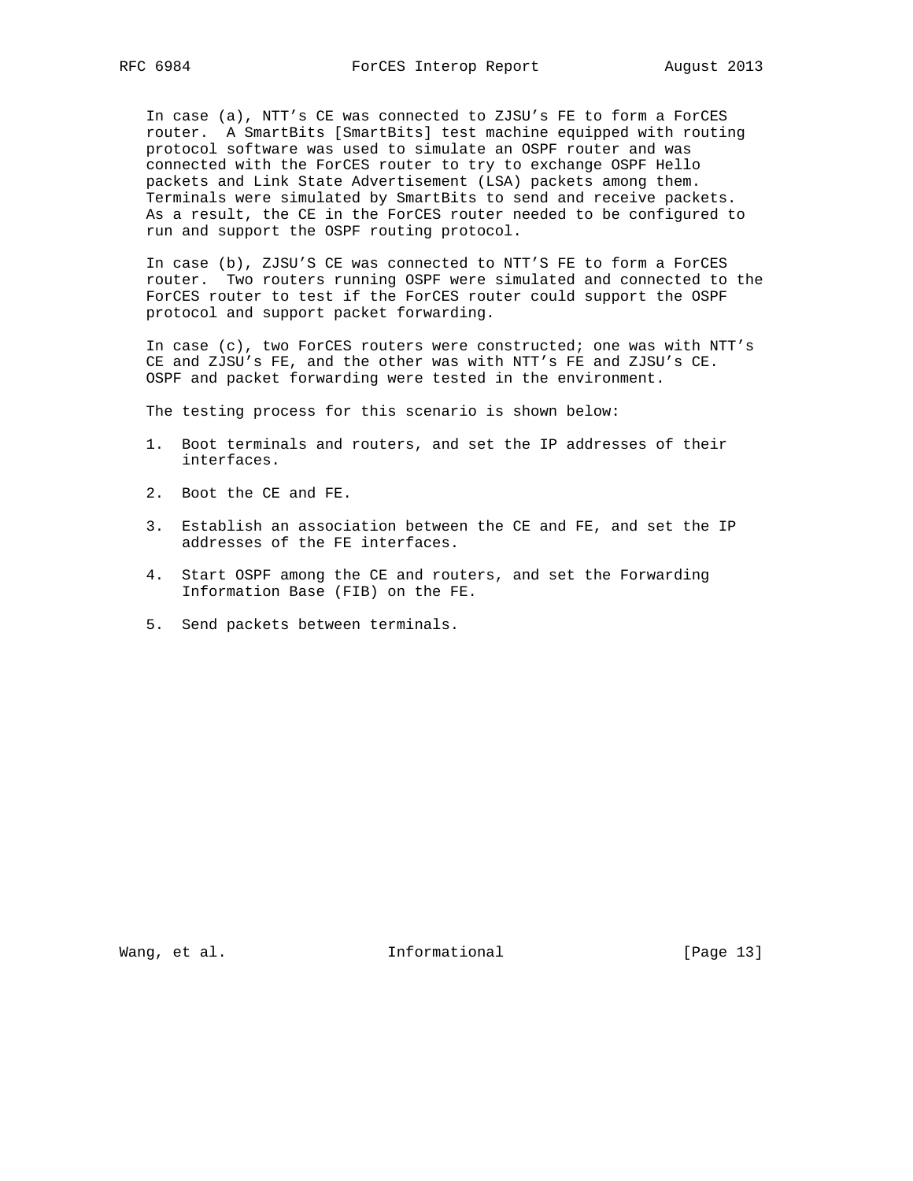In case (a), NTT's CE was connected to ZJSU's FE to form a ForCES router. A SmartBits [SmartBits] test machine equipped with routing protocol software was used to simulate an OSPF router and was connected with the ForCES router to try to exchange OSPF Hello packets and Link State Advertisement (LSA) packets among them. Terminals were simulated by SmartBits to send and receive packets. As a result, the CE in the ForCES router needed to be configured to run and support the OSPF routing protocol.

In case (b), ZJSU'S CE was connected to NTT'S FE to form a ForCES router. Two routers running OSPF were simulated and connected to the ForCES router to test if the ForCES router could support the OSPF protocol and support packet forwarding.

In case (c), two ForCES routers were constructed; one was with NTT's CE and ZJSU's FE, and the other was with NTT's FE and ZJSU's CE. OSPF and packet forwarding were tested in the environment.

The testing process for this scenario is shown below:

1. Boot terminals and routers, and set the IP addresses of their interfaces.

2. Boot the CE and FE.

3. Establish an association between the CE and FE, and set the IP addresses of the FE interfaces.

4. Start OSPF among the CE and routers, and set the Forwarding Information Base (FIB) on the FE.

5. Send packets between terminals.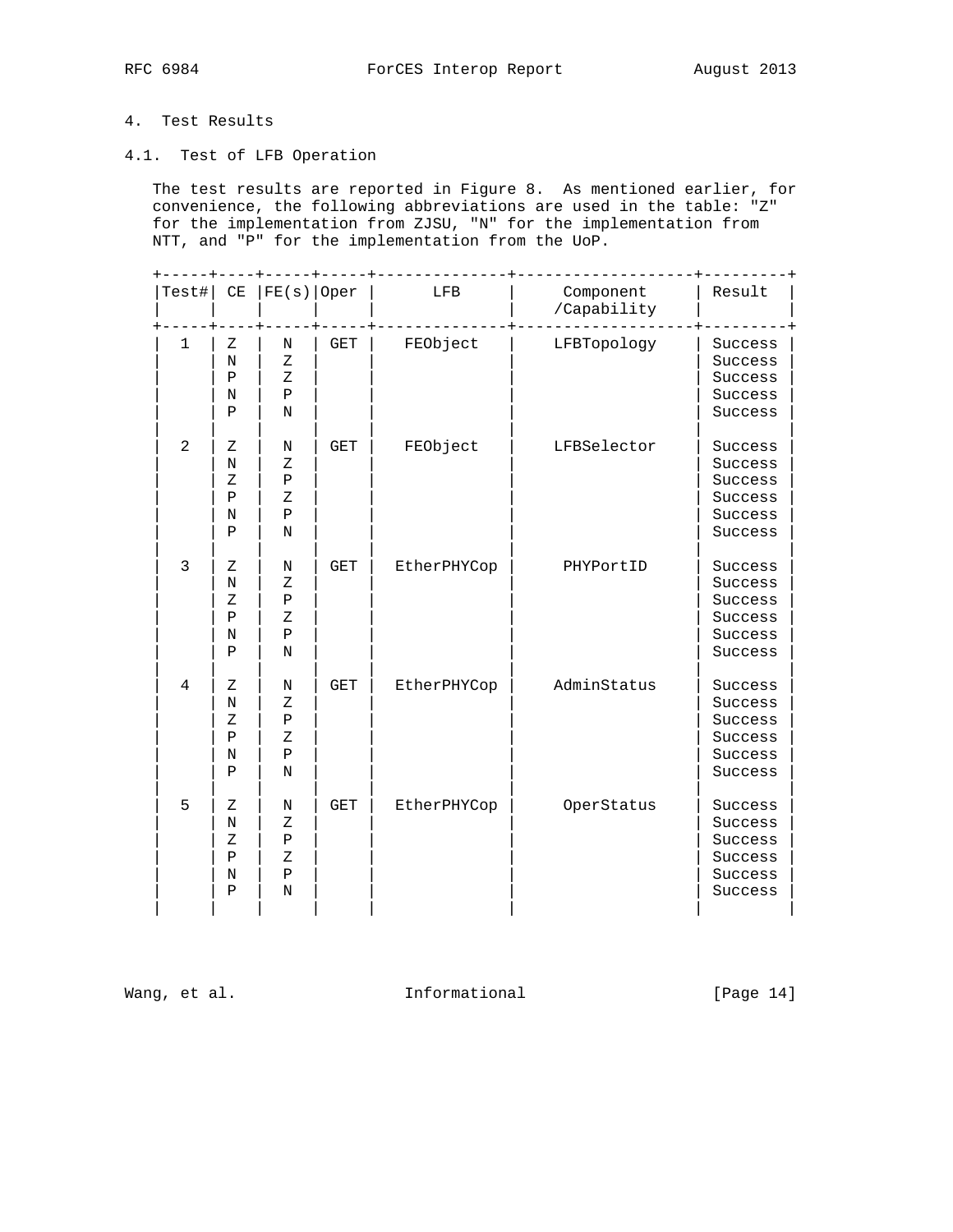## 4. Test Results

### 4.1. Test of LFB Operation

The test results are reported in Figure 8. As mentioned earlier, for convenience, the following abbreviations are used in the table: "Z" for the implementation from ZJSU, "N" for the implementation from NTT, and "P" for the implementation from the UoP.

| Test# | CE | FE(s) | Oper | LFB | Component /Capability | Result |
|---|---|---|---|---|---|---|
| 1 | Z | N | GET | FEObject | LFBTopology | Success |
| | N | Z | | | | Success |
| | P | Z | | | | Success |
| | N | P | | | | Success |
| | P | N | | | | Success |
| 2 | Z | N | GET | FEObject | LFBSelector | Success |
| | N | Z | | | | Success |
| | Z | P | | | | Success |
| | P | Z | | | | Success |
| | N | P | | | | Success |
| | P | N | | | | Success |
| 3 | Z | N | GET | EtherPHYCop | PHYPortID | Success |
| | N | Z | | | | Success |
| | Z | P | | | | Success |
| | P | Z | | | | Success |
| | N | P | | | | Success |
| | P | N | | | | Success |
| 4 | Z | N | GET | EtherPHYCop | AdminStatus | Success |
| | N | Z | | | | Success |
| | Z | P | | | | Success |
| | P | Z | | | | Success |
| | N | P | | | | Success |
| | P | N | | | | Success |
| 5 | Z | N | GET | EtherPHYCop | OperStatus | Success |
| | N | Z | | | | Success |
| | Z | P | | | | Success |
| | P | Z | | | | Success |
| | N | P | | | | Success |
| | P | N | | | | Success |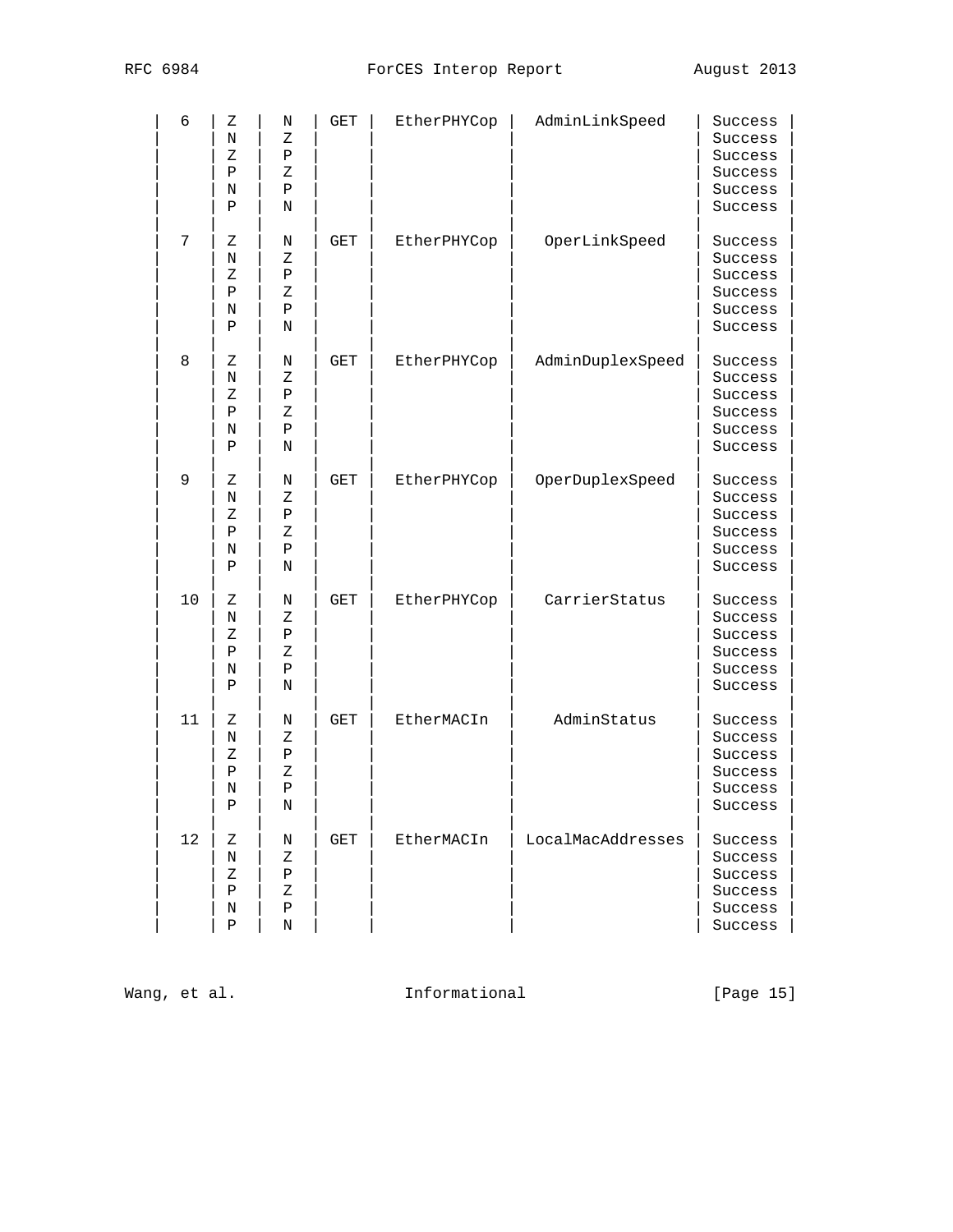| 6 | Z | N | GET | EtherPHYCop | AdminLinkSpeed | Success |
|---|---|---|---|---|---|---|
| | N | Z | | | | Success |
| | Z | P | | | | Success |
| | P | Z | | | | Success |
| | N | P | | | | Success |
| | P | N | | | | Success |
| 7 | Z | N | GET | EtherPHYCop | OperLinkSpeed | Success |
| | N | Z | | | | Success |
| | Z | P | | | | Success |
| | P | Z | | | | Success |
| | N | P | | | | Success |
| | P | N | | | | Success |
| 8 | Z | N | GET | EtherPHYCop | AdminDuplexSpeed | Success |
| | N | Z | | | | Success |
| | Z | P | | | | Success |
| | P | Z | | | | Success |
| | N | P | | | | Success |
| | P | N | | | | Success |
| 9 | Z | N | GET | EtherPHYCop | OperDuplexSpeed | Success |
| | N | Z | | | | Success |
| | Z | P | | | | Success |
| | P | Z | | | | Success |
| | N | P | | | | Success |
| | P | N | | | | Success |
| 10 | Z | N | GET | EtherPHYCop | CarrierStatus | Success |
| | N | Z | | | | Success |
| | Z | P | | | | Success |
| | P | Z | | | | Success |
| | N | P | | | | Success |
| | P | N | | | | Success |
| 11 | Z | N | GET | EtherMACIn | AdminStatus | Success |
| | N | Z | | | | Success |
| | Z | P | | | | Success |
| | P | Z | | | | Success |
| | N | P | | | | Success |
| | P | N | | | | Success |
| 12 | Z | N | GET | EtherMACIn | LocalMacAddresses | Success |
| | N | Z | | | | Success |
| | Z | P | | | | Success |
| | P | Z | | | | Success |
| | N | P | | | | Success |
| | P | N | | | | Success |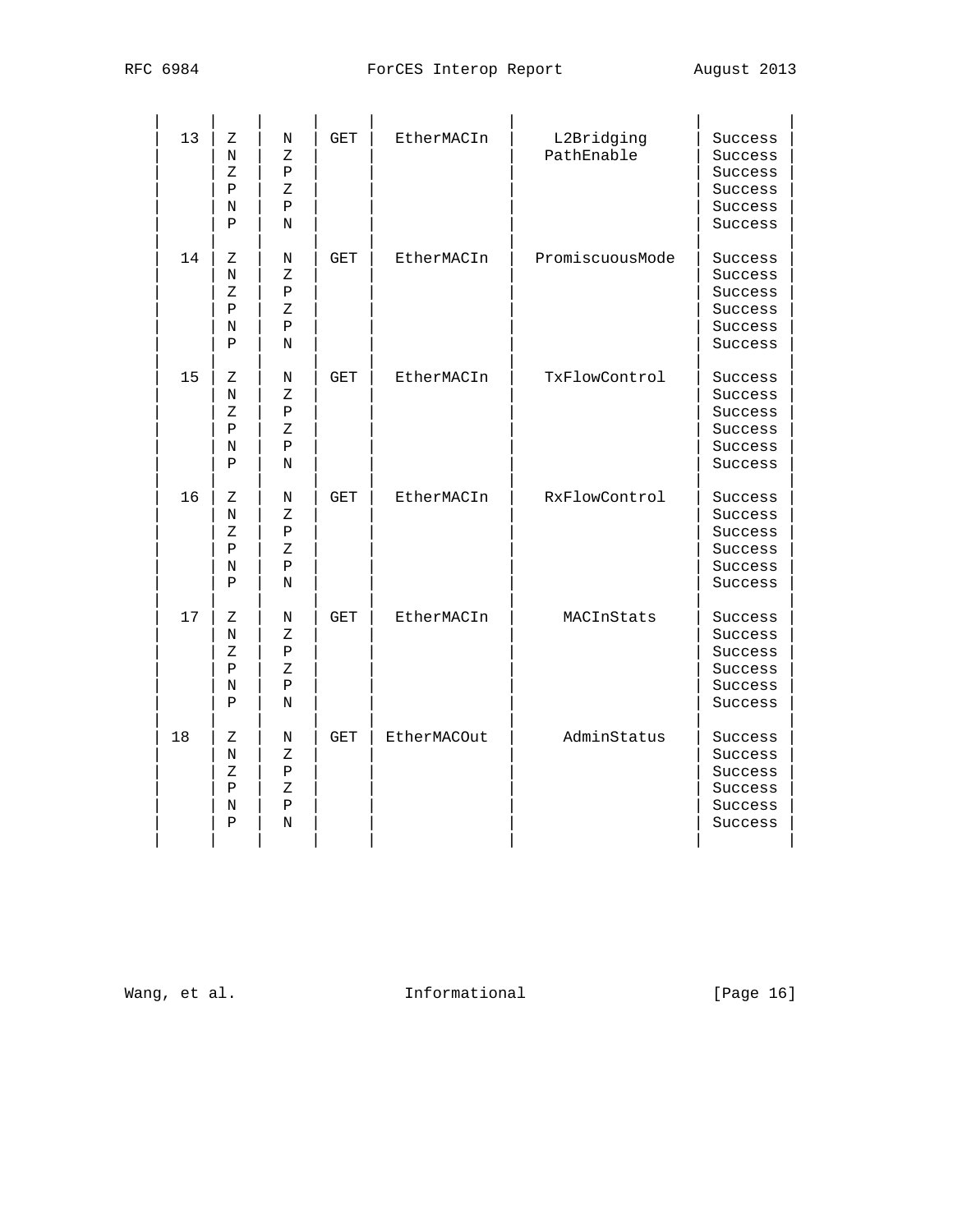| | | | | | | |
|---|---|---|---|---|---|---|
| 13 | Z | N | GET | EtherMACIn | L2Bridging PathEnable | Success |
| | N | Z | | | | Success |
| | Z | P | | | | Success |
| | P | Z | | | | Success |
| | N | P | | | | Success |
| | P | N | | | | Success |
| 14 | Z | N | GET | EtherMACIn | PromiscuousMode | Success |
| | N | Z | | | | Success |
| | Z | P | | | | Success |
| | P | Z | | | | Success |
| | N | P | | | | Success |
| | P | N | | | | Success |
| 15 | Z | N | GET | EtherMACIn | TxFlowControl | Success |
| | N | Z | | | | Success |
| | Z | P | | | | Success |
| | P | Z | | | | Success |
| | N | P | | | | Success |
| | P | N | | | | Success |
| 16 | Z | N | GET | EtherMACIn | RxFlowControl | Success |
| | N | Z | | | | Success |
| | Z | P | | | | Success |
| | P | Z | | | | Success |
| | N | P | | | | Success |
| | P | N | | | | Success |
| 17 | Z | N | GET | EtherMACIn | MACInStats | Success |
| | N | Z | | | | Success |
| | Z | P | | | | Success |
| | P | Z | | | | Success |
| | N | P | | | | Success |
| | P | N | | | | Success |
| 18 | Z | N | GET | EtherMACOut | AdminStatus | Success |
| | N | Z | | | | Success |
| | Z | P | | | | Success |
| | P | Z | | | | Success |
| | N | P | | | | Success |
| | P | N | | | | Success |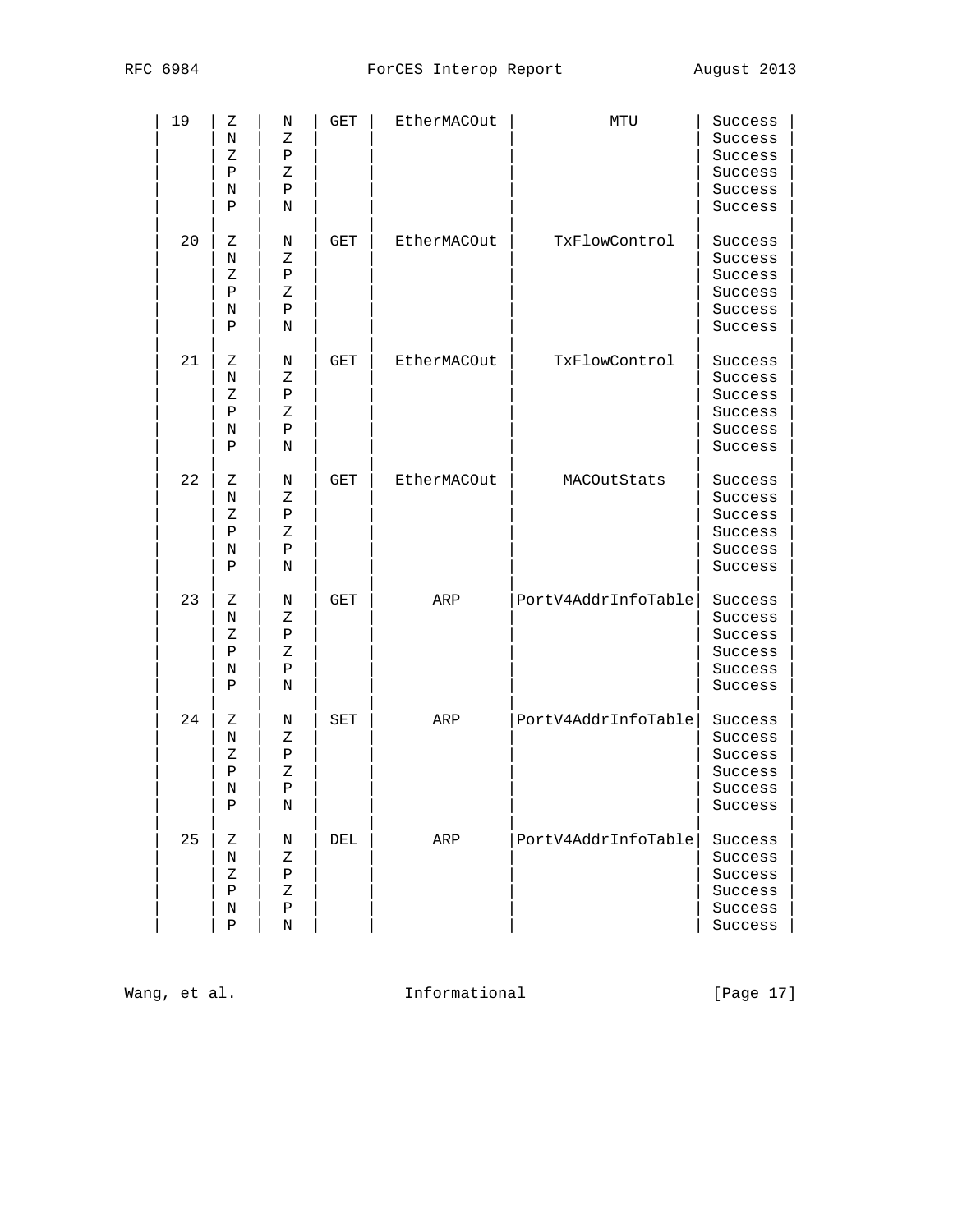| 19 | Z | N | GET | EtherMACOut | MTU | Success |
|---|---|---|---|---|---|---|
| | N | Z | | | | Success |
| | Z | P | | | | Success |
| | P | Z | | | | Success |
| | N | P | | | | Success |
| | P | N | | | | Success |
| 20 | Z | N | GET | EtherMACOut | TxFlowControl | Success |
| | N | Z | | | | Success |
| | Z | P | | | | Success |
| | P | Z | | | | Success |
| | N | P | | | | Success |
| | P | N | | | | Success |
| 21 | Z | N | GET | EtherMACOut | TxFlowControl | Success |
| | N | Z | | | | Success |
| | Z | P | | | | Success |
| | P | Z | | | | Success |
| | N | P | | | | Success |
| | P | N | | | | Success |
| 22 | Z | N | GET | EtherMACOut | MACOutStats | Success |
| | N | Z | | | | Success |
| | Z | P | | | | Success |
| | P | Z | | | | Success |
| | N | P | | | | Success |
| | P | N | | | | Success |
| 23 | Z | N | GET | ARP | PortV4AddrInfoTable | Success |
| | N | Z | | | | Success |
| | Z | P | | | | Success |
| | P | Z | | | | Success |
| | N | P | | | | Success |
| | P | N | | | | Success |
| 24 | Z | N | SET | ARP | PortV4AddrInfoTable | Success |
| | N | Z | | | | Success |
| | Z | P | | | | Success |
| | P | Z | | | | Success |
| | N | P | | | | Success |
| | P | N | | | | Success |
| 25 | Z | N | DEL | ARP | PortV4AddrInfoTable | Success |
| | N | Z | | | | Success |
| | Z | P | | | | Success |
| | P | Z | | | | Success |
| | N | P | | | | Success |
| | P | N | | | | Success |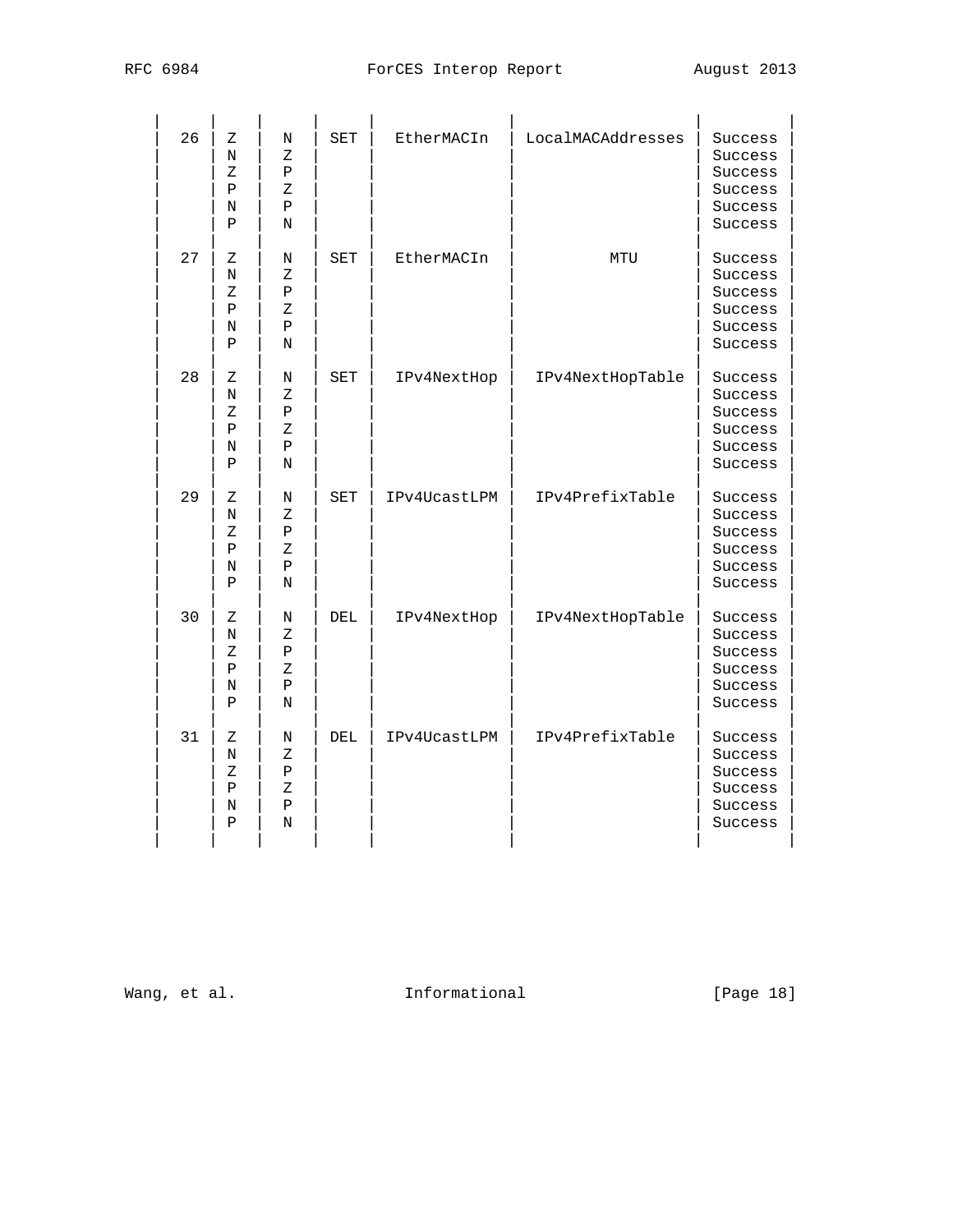| 26 | Z | N | SET | EtherMACIn | LocalMACAddresses | Success |
|---|---|---|---|---|---|---|
| | N | Z | | | | Success |
| | Z | P | | | | Success |
| | P | Z | | | | Success |
| | N | P | | | | Success |
| | P | N | | | | Success |
| 27 | Z | N | SET | EtherMACIn | MTU | Success |
| | N | Z | | | | Success |
| | Z | P | | | | Success |
| | P | Z | | | | Success |
| | N | P | | | | Success |
| | P | N | | | | Success |
| 28 | Z | N | SET | IPv4NextHop | IPv4NextHopTable | Success |
| | N | Z | | | | Success |
| | Z | P | | | | Success |
| | P | Z | | | | Success |
| | N | P | | | | Success |
| | P | N | | | | Success |
| 29 | Z | N | SET | IPv4UcastLPM | IPv4PrefixTable | Success |
| | N | Z | | | | Success |
| | Z | P | | | | Success |
| | P | Z | | | | Success |
| | N | P | | | | Success |
| | P | N | | | | Success |
| 30 | Z | N | DEL | IPv4NextHop | IPv4NextHopTable | Success |
| | N | Z | | | | Success |
| | Z | P | | | | Success |
| | P | Z | | | | Success |
| | N | P | | | | Success |
| | P | N | | | | Success |
| 31 | Z | N | DEL | IPv4UcastLPM | IPv4PrefixTable | Success |
| | N | Z | | | | Success |
| | Z | P | | | | Success |
| | P | Z | | | | Success |
| | N | P | | | | Success |
| | P | N | | | | Success |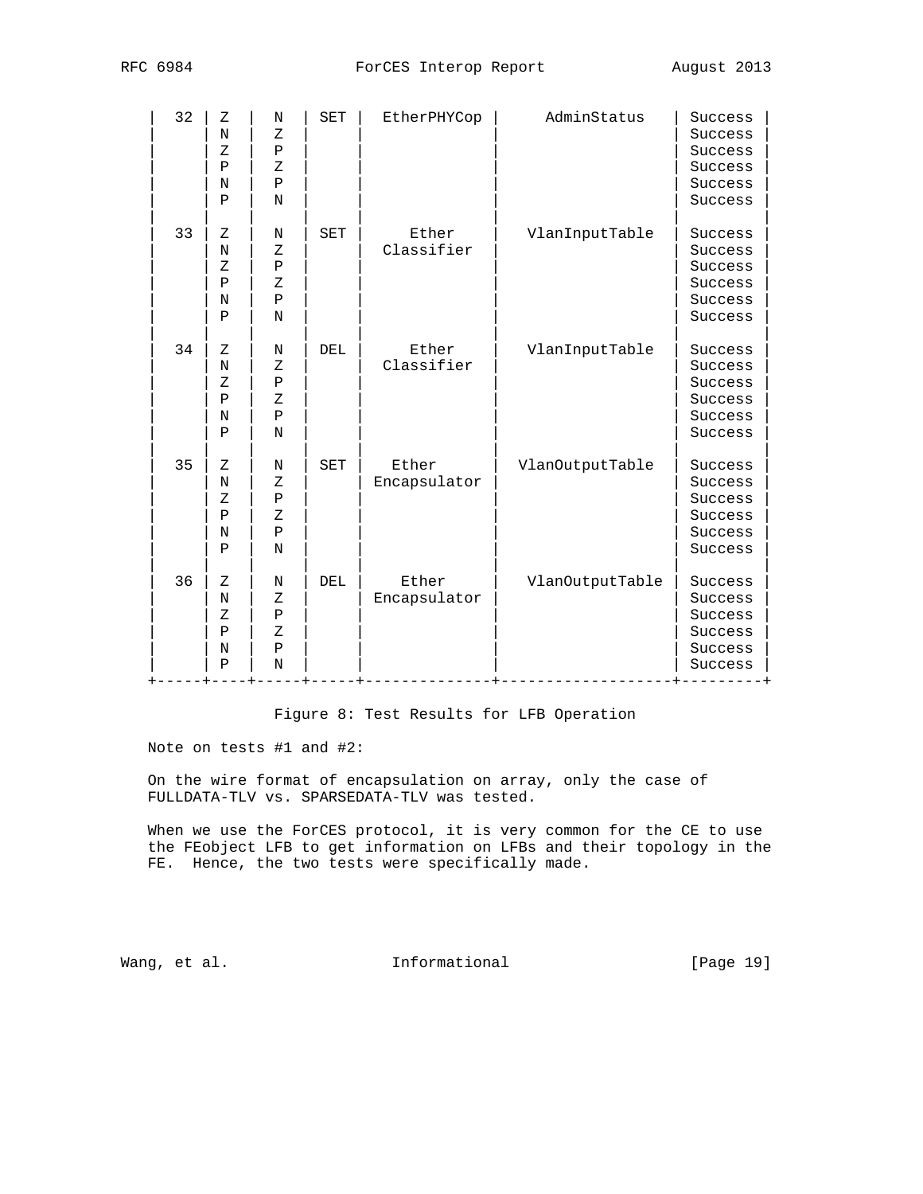| 32 | Z | N | SET | EtherPHYCop | AdminStatus | Success |
|---|---|---|---|---|---|---|
| | N | Z | | | | Success |
| | Z | P | | | | Success |
| | P | Z | | | | Success |
| | N | P | | | | Success |
| | P | N | | | | Success |
| 33 | Z | N | SET | Ether Classifier | VlanInputTable | Success |
| | N | Z | | | | Success |
| | Z | P | | | | Success |
| | P | Z | | | | Success |
| | N | P | | | | Success |
| | P | N | | | | Success |
| 34 | Z | N | DEL | Ether Classifier | VlanInputTable | Success |
| | N | Z | | | | Success |
| | Z | P | | | | Success |
| | P | Z | | | | Success |
| | N | P | | | | Success |
| | P | N | | | | Success |
| 35 | Z | N | SET | Ether Encapsulator | VlanOutputTable | Success |
| | N | Z | | | | Success |
| | Z | P | | | | Success |
| | P | Z | | | | Success |
| | N | P | | | | Success |
| | P | N | | | | Success |
| 36 | Z | N | DEL | Ether Encapsulator | VlanOutputTable | Success |
| | N | Z | | | | Success |
| | Z | P | | | | Success |
| | P | Z | | | | Success |
| | N | P | | | | Success |
| | P | N | | | | Success |

Figure 8: Test Results for LFB Operation

Note on tests #1 and #2:

On the wire format of encapsulation on array, only the case of FULLDATA-TLV vs. SPARSEDATA-TLV was tested.

When we use the ForCES protocol, it is very common for the CE to use the FEobject LFB to get information on LFBs and their topology in the FE. Hence, the two tests were specifically made.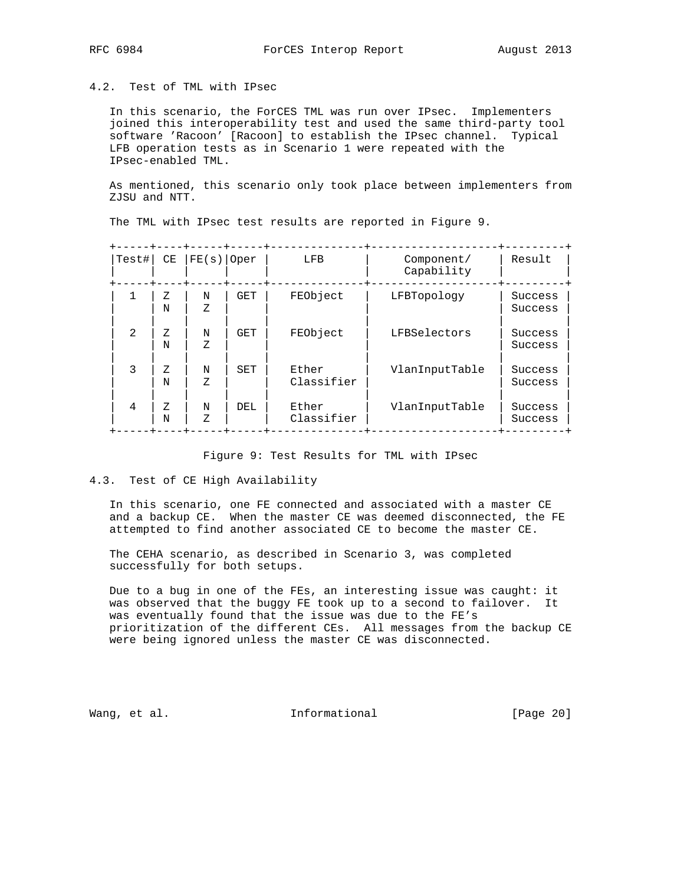## 4.2. Test of TML with IPsec

In this scenario, the ForCES TML was run over IPsec. Implementers joined this interoperability test and used the same third-party tool software 'Racoon' [Racoon] to establish the IPsec channel. Typical LFB operation tests as in Scenario 1 were repeated with the IPsec-enabled TML.

As mentioned, this scenario only took place between implementers from ZJSU and NTT.

The TML with IPsec test results are reported in Figure 9.

| Test# | CE | FE(s) | Oper | LFB | Component/ Capability | Result |
|---|---|---|---|---|---|---|
| 1 | Z | N | GET | FEObject | LFBTopology | Success |
| | N | Z | | | | Success |
| 2 | Z | N | GET | FEObject | LFBSelectors | Success |
| | N | Z | | | | Success |
| 3 | Z | N | SET | Ether Classifier | VlanInputTable | Success |
| | N | Z | | | | Success |
| 4 | Z | N | DEL | Ether Classifier | VlanInputTable | Success |
| | N | Z | | | | Success |

Figure 9: Test Results for TML with IPsec

## 4.3. Test of CE High Availability

In this scenario, one FE connected and associated with a master CE and a backup CE. When the master CE was deemed disconnected, the FE attempted to find another associated CE to become the master CE.

The CEHA scenario, as described in Scenario 3, was completed successfully for both setups.

Due to a bug in one of the FEs, an interesting issue was caught: it was observed that the buggy FE took up to a second to failover. It was eventually found that the issue was due to the FE's prioritization of the different CEs. All messages from the backup CE were being ignored unless the master CE was disconnected.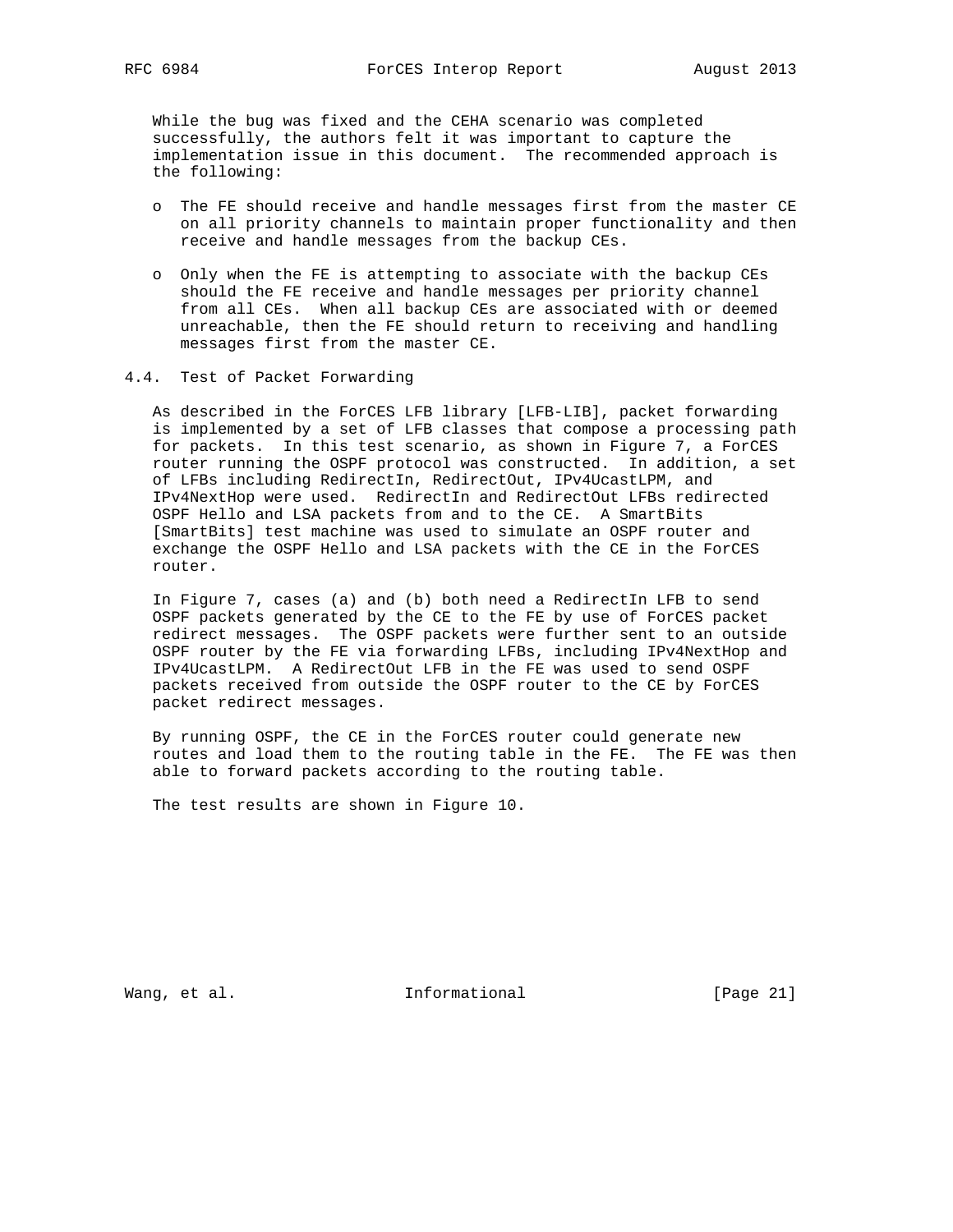While the bug was fixed and the CEHA scenario was completed successfully, the authors felt it was important to capture the implementation issue in this document. The recommended approach is the following:

- The FE should receive and handle messages first from the master CE on all priority channels to maintain proper functionality and then receive and handle messages from the backup CEs.

- Only when the FE is attempting to associate with the backup CEs should the FE receive and handle messages per priority channel from all CEs. When all backup CEs are associated with or deemed unreachable, then the FE should return to receiving and handling messages first from the master CE.

## 4.4. Test of Packet Forwarding

As described in the ForCES LFB library [LFB-LIB], packet forwarding is implemented by a set of LFB classes that compose a processing path for packets. In this test scenario, as shown in Figure 7, a ForCES router running the OSPF protocol was constructed. In addition, a set of LFBs including RedirectIn, RedirectOut, IPv4UcastLPM, and IPv4NextHop were used. RedirectIn and RedirectOut LFBs redirected OSPF Hello and LSA packets from and to the CE. A SmartBits [SmartBits] test machine was used to simulate an OSPF router and exchange the OSPF Hello and LSA packets with the CE in the ForCES router.

In Figure 7, cases (a) and (b) both need a RedirectIn LFB to send OSPF packets generated by the CE to the FE by use of ForCES packet redirect messages. The OSPF packets were further sent to an outside OSPF router by the FE via forwarding LFBs, including IPv4NextHop and IPv4UcastLPM. A RedirectOut LFB in the FE was used to send OSPF packets received from outside the OSPF router to the CE by ForCES packet redirect messages.

By running OSPF, the CE in the ForCES router could generate new routes and load them to the routing table in the FE. The FE was then able to forward packets according to the routing table.

The test results are shown in Figure 10.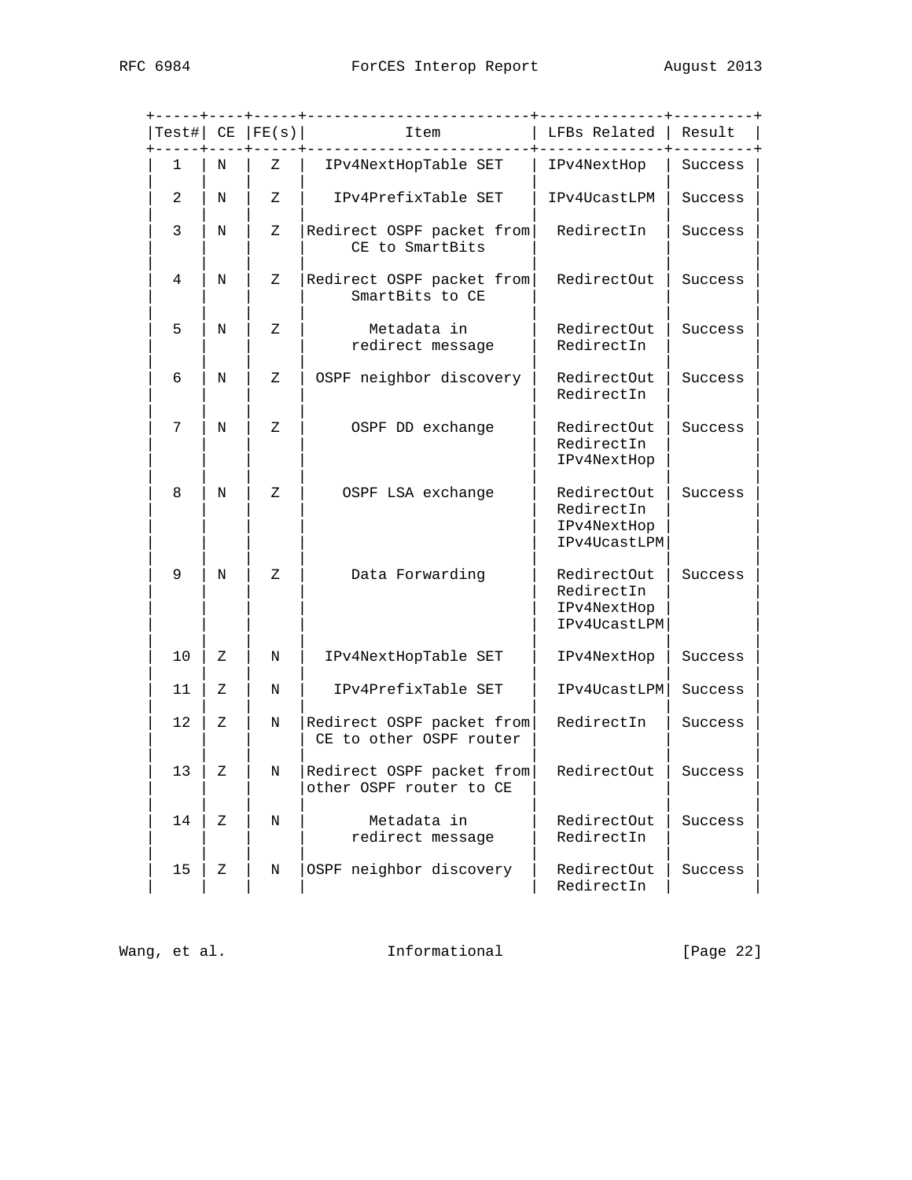| Test# | CE | FE(s) | Item | LFBs Related | Result |
|---|---|---|---|---|---|
| 1 | N | Z | IPv4NextHopTable SET | IPv4NextHop | Success |
| 2 | N | Z | IPv4PrefixTable SET | IPv4UcastLPM | Success |
| 3 | N | Z | Redirect OSPF packet from CE to SmartBits | RedirectIn | Success |
| 4 | N | Z | Redirect OSPF packet from SmartBits to CE | RedirectOut | Success |
| 5 | N | Z | Metadata in redirect message | RedirectOut RedirectIn | Success |
| 6 | N | Z | OSPF neighbor discovery | RedirectOut RedirectIn | Success |
| 7 | N | Z | OSPF DD exchange | RedirectOut RedirectIn IPv4NextHop | Success |
| 8 | N | Z | OSPF LSA exchange | RedirectOut RedirectIn IPv4NextHop IPv4UcastLPM | Success |
| 9 | N | Z | Data Forwarding | RedirectOut RedirectIn IPv4NextHop IPv4UcastLPM | Success |
| 10 | Z | N | IPv4NextHopTable SET | IPv4NextHop | Success |
| 11 | Z | N | IPv4PrefixTable SET | IPv4UcastLPM | Success |
| 12 | Z | N | Redirect OSPF packet from CE to other OSPF router | RedirectIn | Success |
| 13 | Z | N | Redirect OSPF packet from other OSPF router to CE | RedirectOut | Success |
| 14 | Z | N | Metadata in redirect message | RedirectOut RedirectIn | Success |
| 15 | Z | N | OSPF neighbor discovery | RedirectOut RedirectIn | Success |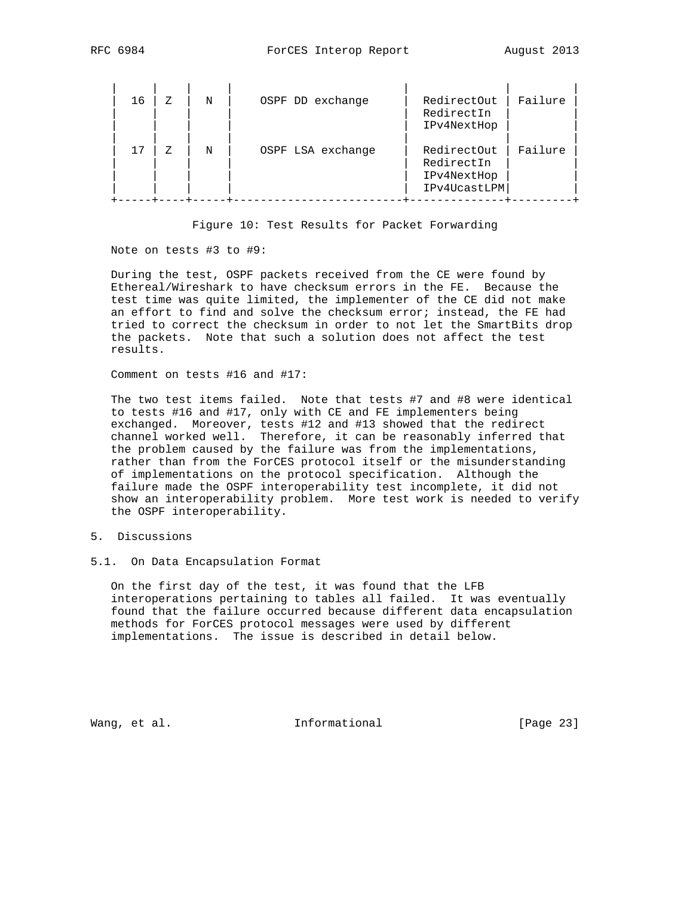| | | | | | |
|---|---|---|---|---|---|
| 16 | Z | N | OSPF DD exchange | RedirectOut RedirectIn IPv4NextHop | Failure |
| 17 | Z | N | OSPF LSA exchange | RedirectOut RedirectIn IPv4NextHop IPv4UcastLPM | Failure |

Figure 10: Test Results for Packet Forwarding

Note on tests #3 to #9:

During the test, OSPF packets received from the CE were found by Ethereal/Wireshark to have checksum errors in the FE. Because the test time was quite limited, the implementer of the CE did not make an effort to find and solve the checksum error; instead, the FE had tried to correct the checksum in order to not let the SmartBits drop the packets. Note that such a solution does not affect the test results.

Comment on tests #16 and #17:

The two test items failed. Note that tests #7 and #8 were identical to tests #16 and #17, only with CE and FE implementers being exchanged. Moreover, tests #12 and #13 showed that the redirect channel worked well. Therefore, it can be reasonably inferred that the problem caused by the failure was from the implementations, rather than from the ForCES protocol itself or the misunderstanding of implementations on the protocol specification. Although the failure made the OSPF interoperability test incomplete, it did not show an interoperability problem. More test work is needed to verify the OSPF interoperability.

## 5. Discussions

### 5.1. On Data Encapsulation Format

On the first day of the test, it was found that the LFB interoperations pertaining to tables all failed. It was eventually found that the failure occurred because different data encapsulation methods for ForCES protocol messages were used by different implementations. The issue is described in detail below.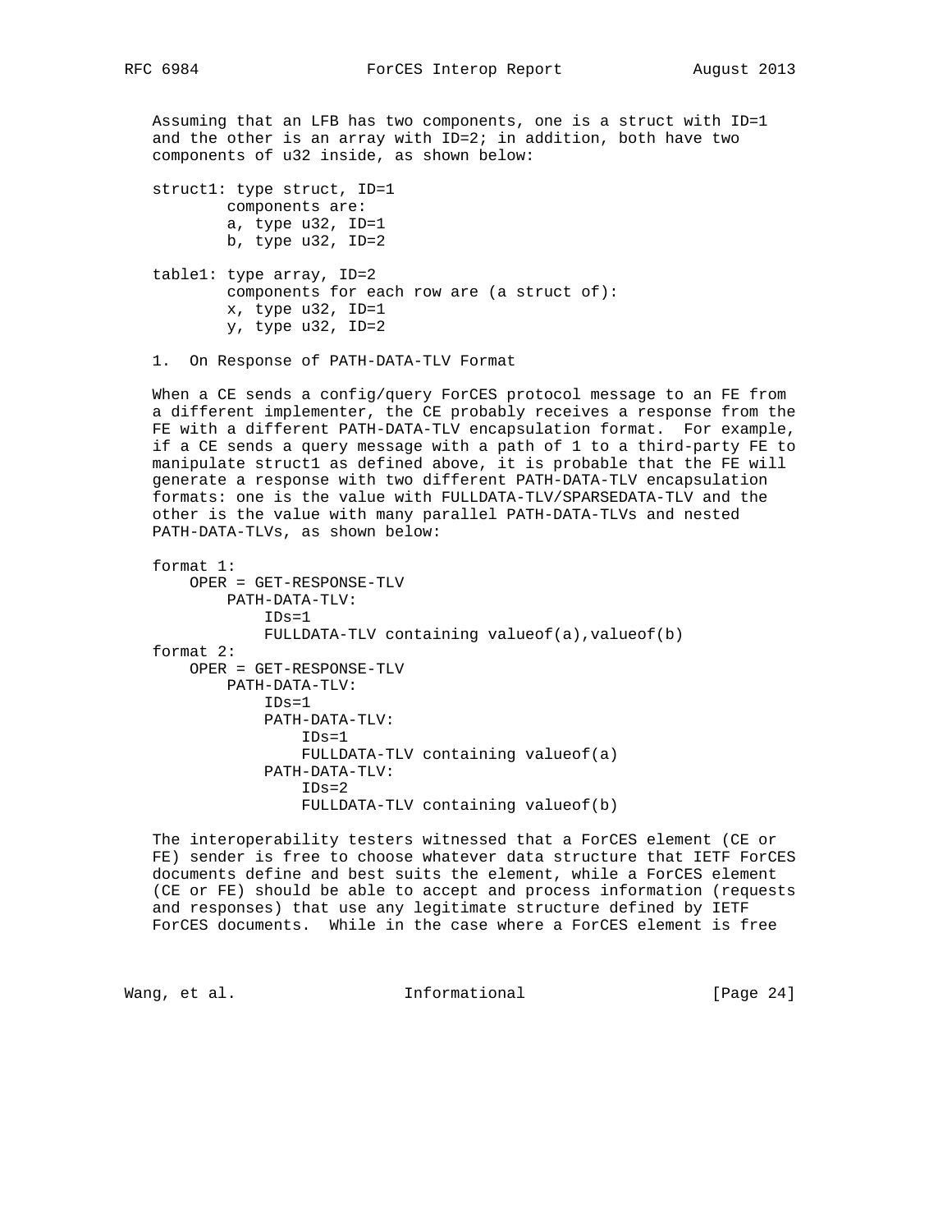Assuming that an LFB has two components, one is a struct with ID=1 and the other is an array with ID=2; in addition, both have two components of u32 inside, as shown below:

```
struct1: type struct, ID=1
        components are:
        a, type u32, ID=1
        b, type u32, ID=2

table1: type array, ID=2
        components for each row are (a struct of):
        x, type u32, ID=1
        y, type u32, ID=2
```

1. On Response of PATH-DATA-TLV Format

When a CE sends a config/query ForCES protocol message to an FE from a different implementer, the CE probably receives a response from the FE with a different PATH-DATA-TLV encapsulation format. For example, if a CE sends a query message with a path of 1 to a third-party FE to manipulate struct1 as defined above, it is probable that the FE will generate a response with two different PATH-DATA-TLV encapsulation formats: one is the value with FULLDATA-TLV/SPARSEDATA-TLV and the other is the value with many parallel PATH-DATA-TLVs and nested PATH-DATA-TLVs, as shown below:

```
format 1:
    OPER = GET-RESPONSE-TLV
        PATH-DATA-TLV:
            IDs=1
            FULLDATA-TLV containing valueof(a),valueof(b)
format 2:
    OPER = GET-RESPONSE-TLV
        PATH-DATA-TLV:
            IDs=1
            PATH-DATA-TLV:
                IDs=1
                FULLDATA-TLV containing valueof(a)
            PATH-DATA-TLV:
                IDs=2
                FULLDATA-TLV containing valueof(b)
```

The interoperability testers witnessed that a ForCES element (CE or FE) sender is free to choose whatever data structure that IETF ForCES documents define and best suits the element, while a ForCES element (CE or FE) should be able to accept and process information (requests and responses) that use any legitimate structure defined by IETF ForCES documents. While in the case where a ForCES element is free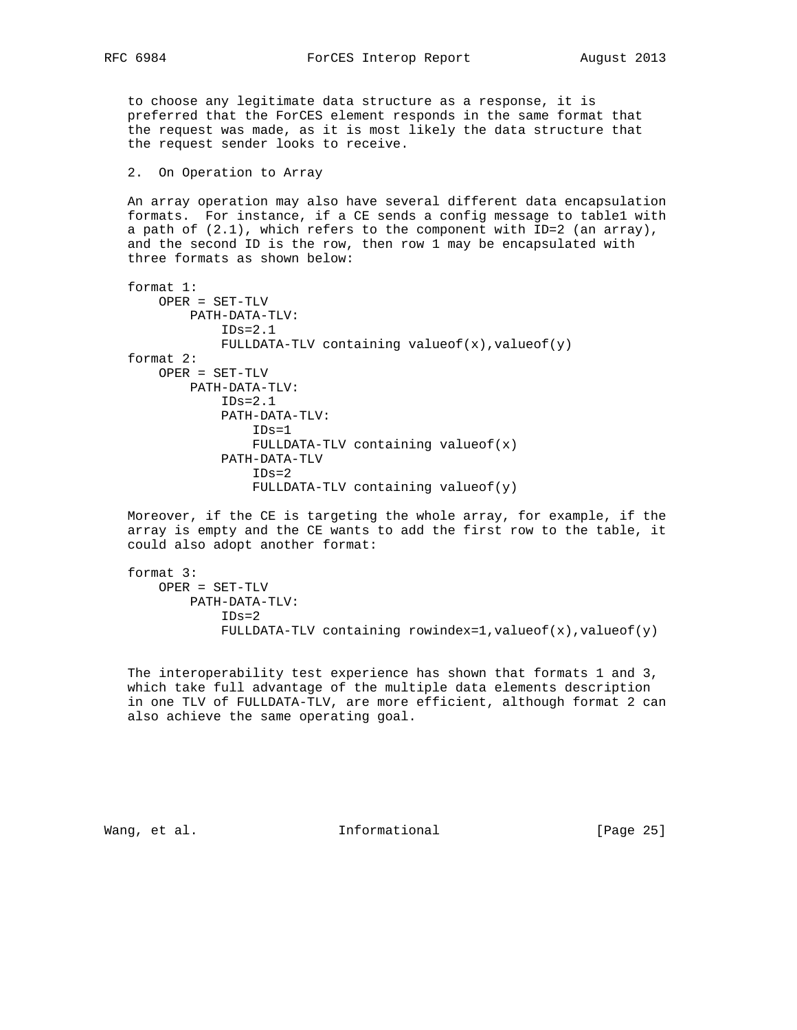to choose any legitimate data structure as a response, it is preferred that the ForCES element responds in the same format that the request was made, as it is most likely the data structure that the request sender looks to receive.

2. On Operation to Array

An array operation may also have several different data encapsulation formats. For instance, if a CE sends a config message to table1 with a path of (2.1), which refers to the component with ID=2 (an array), and the second ID is the row, then row 1 may be encapsulated with three formats as shown below:

```
format 1:
    OPER = SET-TLV
        PATH-DATA-TLV:
            IDs=2.1
            FULLDATA-TLV containing valueof(x),valueof(y)
format 2:
    OPER = SET-TLV
        PATH-DATA-TLV:
            IDs=2.1
            PATH-DATA-TLV:
                IDs=1
                FULLDATA-TLV containing valueof(x)
            PATH-DATA-TLV
                IDs=2
                FULLDATA-TLV containing valueof(y)
```

Moreover, if the CE is targeting the whole array, for example, if the array is empty and the CE wants to add the first row to the table, it could also adopt another format:

```
format 3:
    OPER = SET-TLV
        PATH-DATA-TLV:
            IDs=2
            FULLDATA-TLV containing rowindex=1,valueof(x),valueof(y)
```

The interoperability test experience has shown that formats 1 and 3, which take full advantage of the multiple data elements description in one TLV of FULLDATA-TLV, are more efficient, although format 2 can also achieve the same operating goal.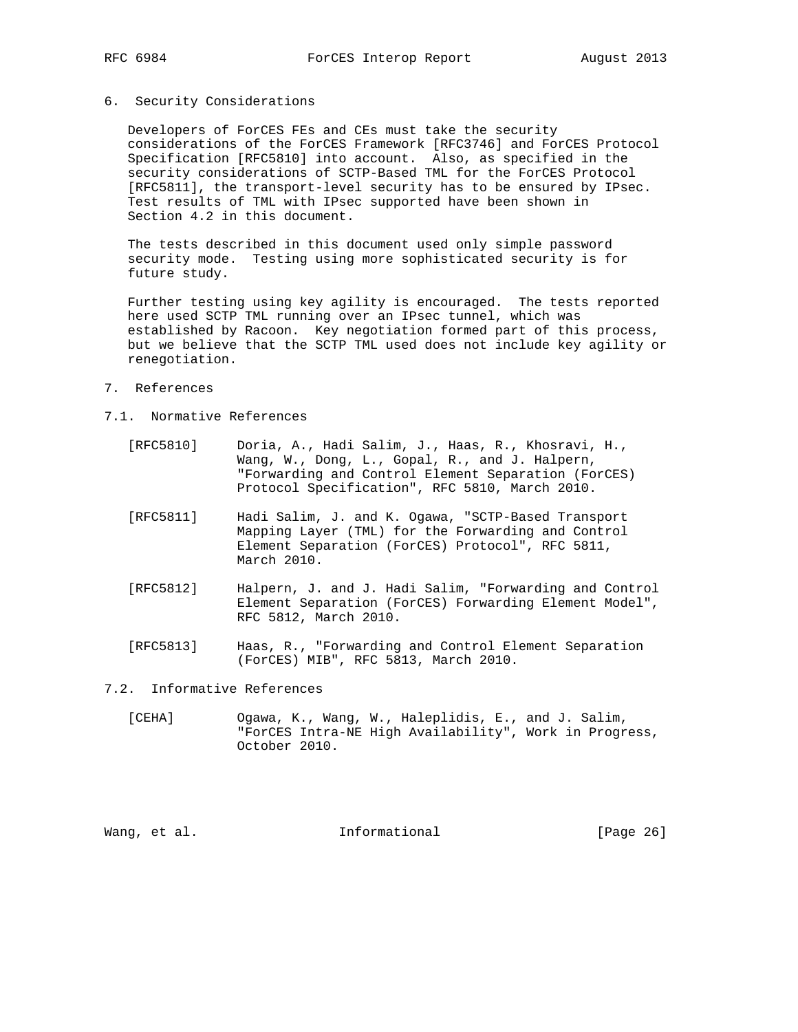## 6. Security Considerations

Developers of ForCES FEs and CEs must take the security considerations of the ForCES Framework [RFC3746] and ForCES Protocol Specification [RFC5810] into account. Also, as specified in the security considerations of SCTP-Based TML for the ForCES Protocol [RFC5811], the transport-level security has to be ensured by IPsec. Test results of TML with IPsec supported have been shown in Section 4.2 in this document.

The tests described in this document used only simple password security mode. Testing using more sophisticated security is for future study.

Further testing using key agility is encouraged. The tests reported here used SCTP TML running over an IPsec tunnel, which was established by Racoon. Key negotiation formed part of this process, but we believe that the SCTP TML used does not include key agility or renegotiation.

## 7. References

### 7.1. Normative References

[RFC5810] Doria, A., Hadi Salim, J., Haas, R., Khosravi, H., Wang, W., Dong, L., Gopal, R., and J. Halpern, "Forwarding and Control Element Separation (ForCES) Protocol Specification", RFC 5810, March 2010.

[RFC5811] Hadi Salim, J. and K. Ogawa, "SCTP-Based Transport Mapping Layer (TML) for the Forwarding and Control Element Separation (ForCES) Protocol", RFC 5811, March 2010.

[RFC5812] Halpern, J. and J. Hadi Salim, "Forwarding and Control Element Separation (ForCES) Forwarding Element Model", RFC 5812, March 2010.

[RFC5813] Haas, R., "Forwarding and Control Element Separation (ForCES) MIB", RFC 5813, March 2010.

### 7.2. Informative References

[CEHA] Ogawa, K., Wang, W., Haleplidis, E., and J. Salim, "ForCES Intra-NE High Availability", Work in Progress, October 2010.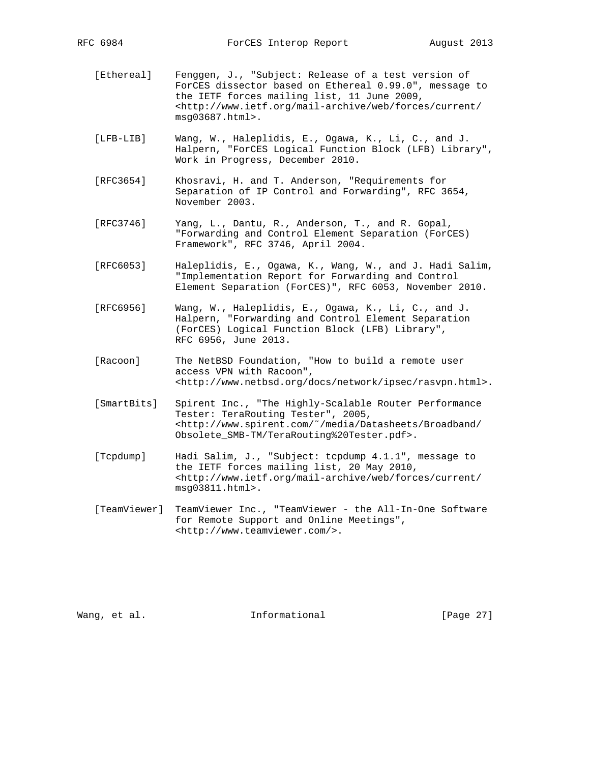[Ethereal] Fenggen, J., "Subject: Release of a test version of ForCES dissector based on Ethereal 0.99.0", message to the IETF forces mailing list, 11 June 2009, <http://www.ietf.org/mail-archive/web/forces/current/msg03687.html>.

[LFB-LIB] Wang, W., Haleplidis, E., Ogawa, K., Li, C., and J. Halpern, "ForCES Logical Function Block (LFB) Library", Work in Progress, December 2010.

[RFC3654] Khosravi, H. and T. Anderson, "Requirements for Separation of IP Control and Forwarding", RFC 3654, November 2003.

[RFC3746] Yang, L., Dantu, R., Anderson, T., and R. Gopal, "Forwarding and Control Element Separation (ForCES) Framework", RFC 3746, April 2004.

[RFC6053] Haleplidis, E., Ogawa, K., Wang, W., and J. Hadi Salim, "Implementation Report for Forwarding and Control Element Separation (ForCES)", RFC 6053, November 2010.

[RFC6956] Wang, W., Haleplidis, E., Ogawa, K., Li, C., and J. Halpern, "Forwarding and Control Element Separation (ForCES) Logical Function Block (LFB) Library", RFC 6956, June 2013.

[Racoon] The NetBSD Foundation, "How to build a remote user access VPN with Racoon", <http://www.netbsd.org/docs/network/ipsec/rasvpn.html>.

[SmartBits] Spirent Inc., "The Highly-Scalable Router Performance Tester: TeraRouting Tester", 2005, <http://www.spirent.com/~/media/Datasheets/Broadband/Obsolete_SMB-TM/TeraRouting%20Tester.pdf>.

[Tcpdump] Hadi Salim, J., "Subject: tcpdump 4.1.1", message to the IETF forces mailing list, 20 May 2010, <http://www.ietf.org/mail-archive/web/forces/current/msg03811.html>.

[TeamViewer] TeamViewer Inc., "TeamViewer - the All-In-One Software for Remote Support and Online Meetings", <http://www.teamviewer.com/>.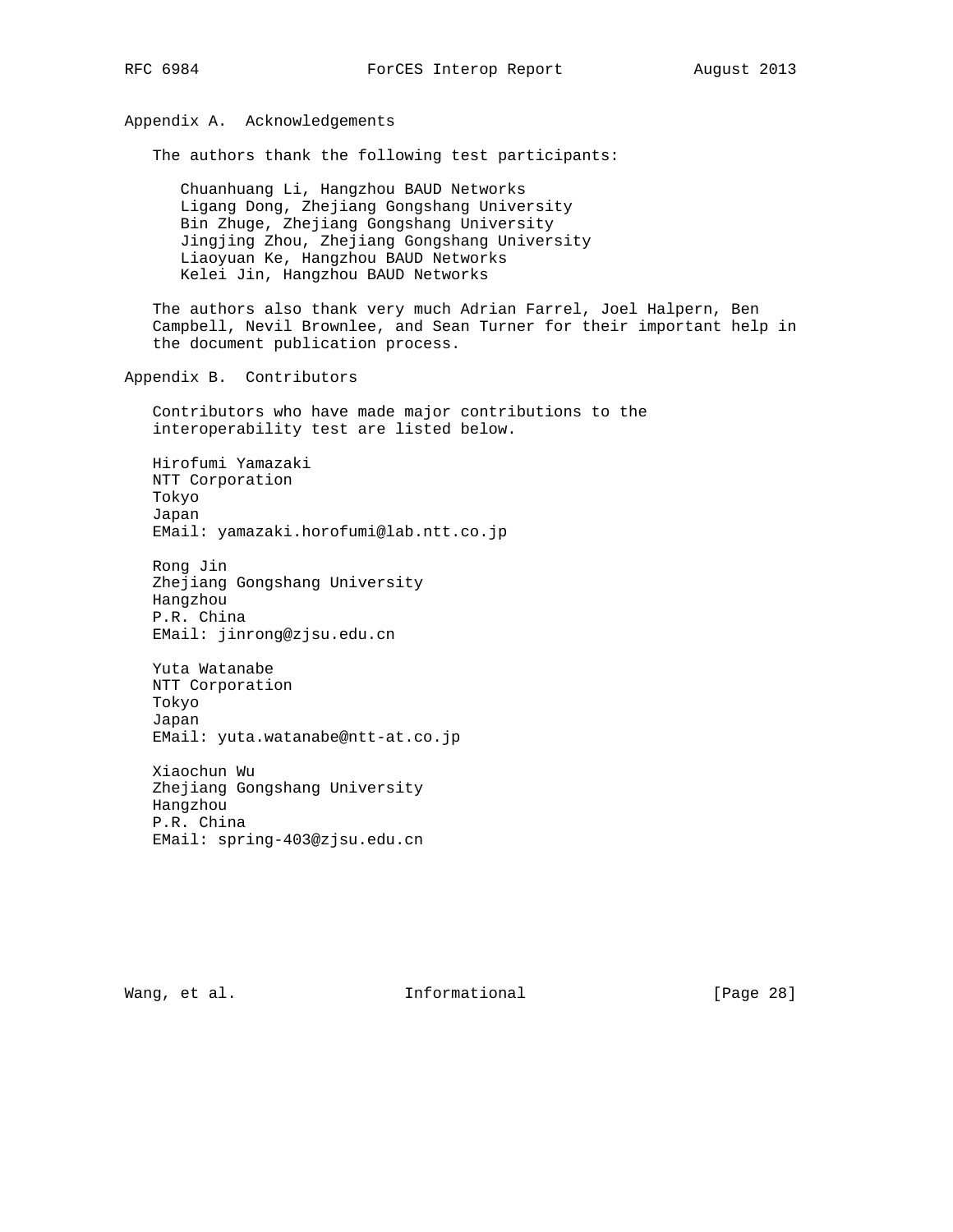## Appendix A. Acknowledgements

The authors thank the following test participants:

- Chuanhuang Li, Hangzhou BAUD Networks
- Ligang Dong, Zhejiang Gongshang University
- Bin Zhuge, Zhejiang Gongshang University
- Jingjing Zhou, Zhejiang Gongshang University
- Liaoyuan Ke, Hangzhou BAUD Networks
- Kelei Jin, Hangzhou BAUD Networks

The authors also thank very much Adrian Farrel, Joel Halpern, Ben Campbell, Nevil Brownlee, and Sean Turner for their important help in the document publication process.

## Appendix B. Contributors

Contributors who have made major contributions to the interoperability test are listed below.

Hirofumi Yamazaki
NTT Corporation
Tokyo
Japan
EMail: yamazaki.horofumi@lab.ntt.co.jp

Rong Jin
Zhejiang Gongshang University
Hangzhou
P.R. China
EMail: jinrong@zjsu.edu.cn

Yuta Watanabe
NTT Corporation
Tokyo
Japan
EMail: yuta.watanabe@ntt-at.co.jp

Xiaochun Wu
Zhejiang Gongshang University
Hangzhou
P.R. China
EMail: spring-403@zjsu.edu.cn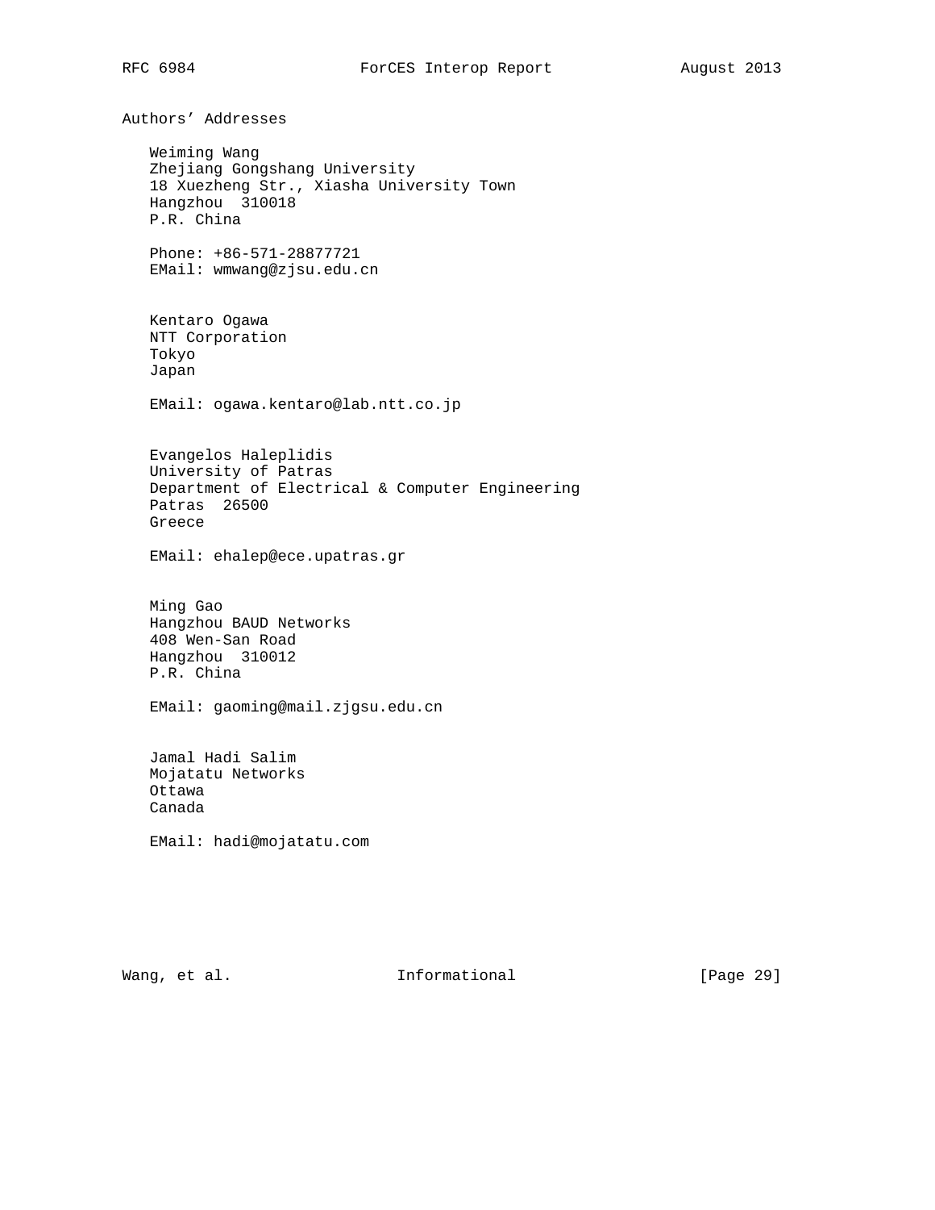## Authors' Addresses

Weiming Wang
Zhejiang Gongshang University
18 Xuezheng Str., Xiasha University Town
Hangzhou  310018
P.R. China

Phone: +86-571-28877721
EMail: wmwang@zjsu.edu.cn

Kentaro Ogawa
NTT Corporation
Tokyo
Japan

EMail: ogawa.kentaro@lab.ntt.co.jp

Evangelos Haleplidis
University of Patras
Department of Electrical & Computer Engineering
Patras  26500
Greece

EMail: ehalep@ece.upatras.gr

Ming Gao
Hangzhou BAUD Networks
408 Wen-San Road
Hangzhou  310012
P.R. China

EMail: gaoming@mail.zjgsu.edu.cn

Jamal Hadi Salim
Mojatatu Networks
Ottawa
Canada

EMail: hadi@mojatatu.com